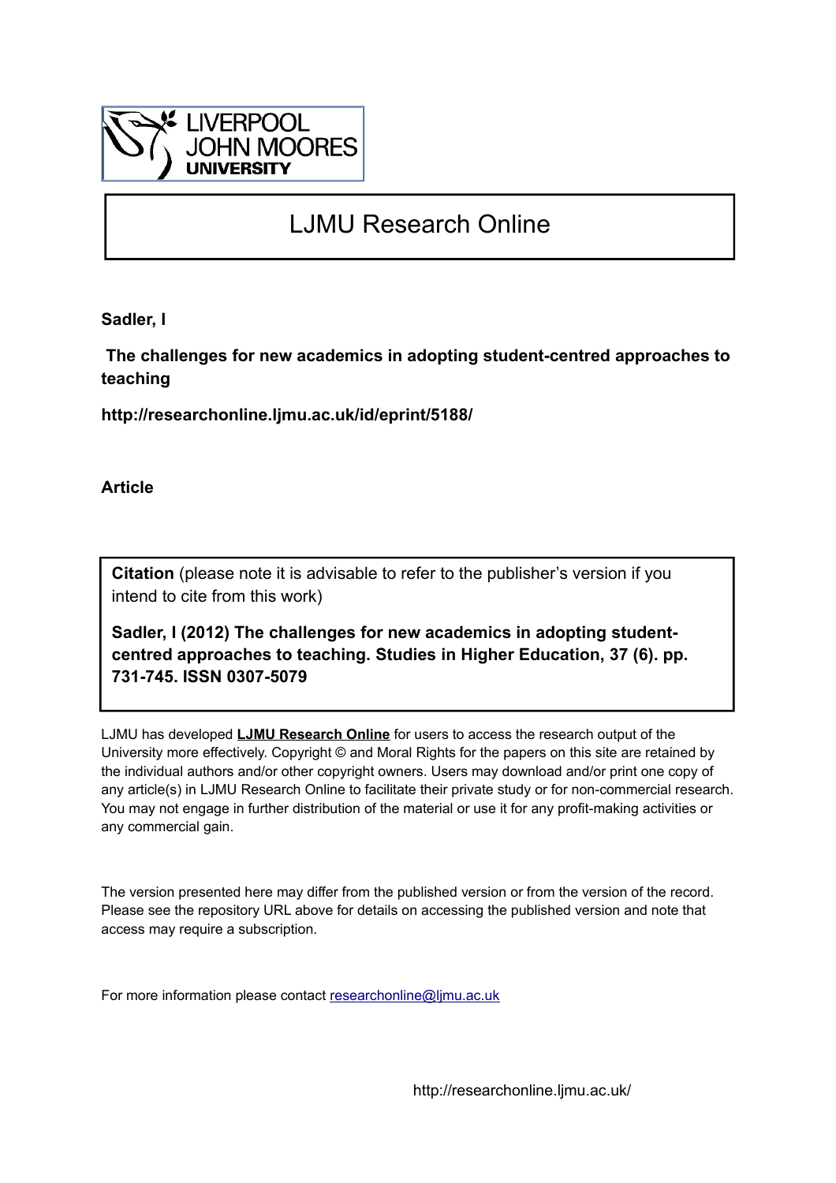LIVERPOOL JOHN MOORES UNIVERSITY

# LJMU Research Online

**Sadler, I**

**The challenges for new academics in adopting student-centred approaches to teaching**

**http://researchonline.ljmu.ac.uk/id/eprint/5188/**

**Article**

**Citation** (please note it is advisable to refer to the publisher's version if you intend to cite from this work)

**Sadler, I (2012) The challenges for new academics in adopting student-centred approaches to teaching. Studies in Higher Education, 37 (6). pp. 731-745. ISSN 0307-5079**

LJMU has developed **LJMU Research Online** for users to access the research output of the University more effectively. Copyright © and Moral Rights for the papers on this site are retained by the individual authors and/or other copyright owners. Users may download and/or print one copy of any article(s) in LJMU Research Online to facilitate their private study or for non-commercial research. You may not engage in further distribution of the material or use it for any profit-making activities or any commercial gain.

The version presented here may differ from the published version or from the version of the record. Please see the repository URL above for details on accessing the published version and note that access may require a subscription.

For more information please contact researchonline@ljmu.ac.uk

http://researchonline.ljmu.ac.uk/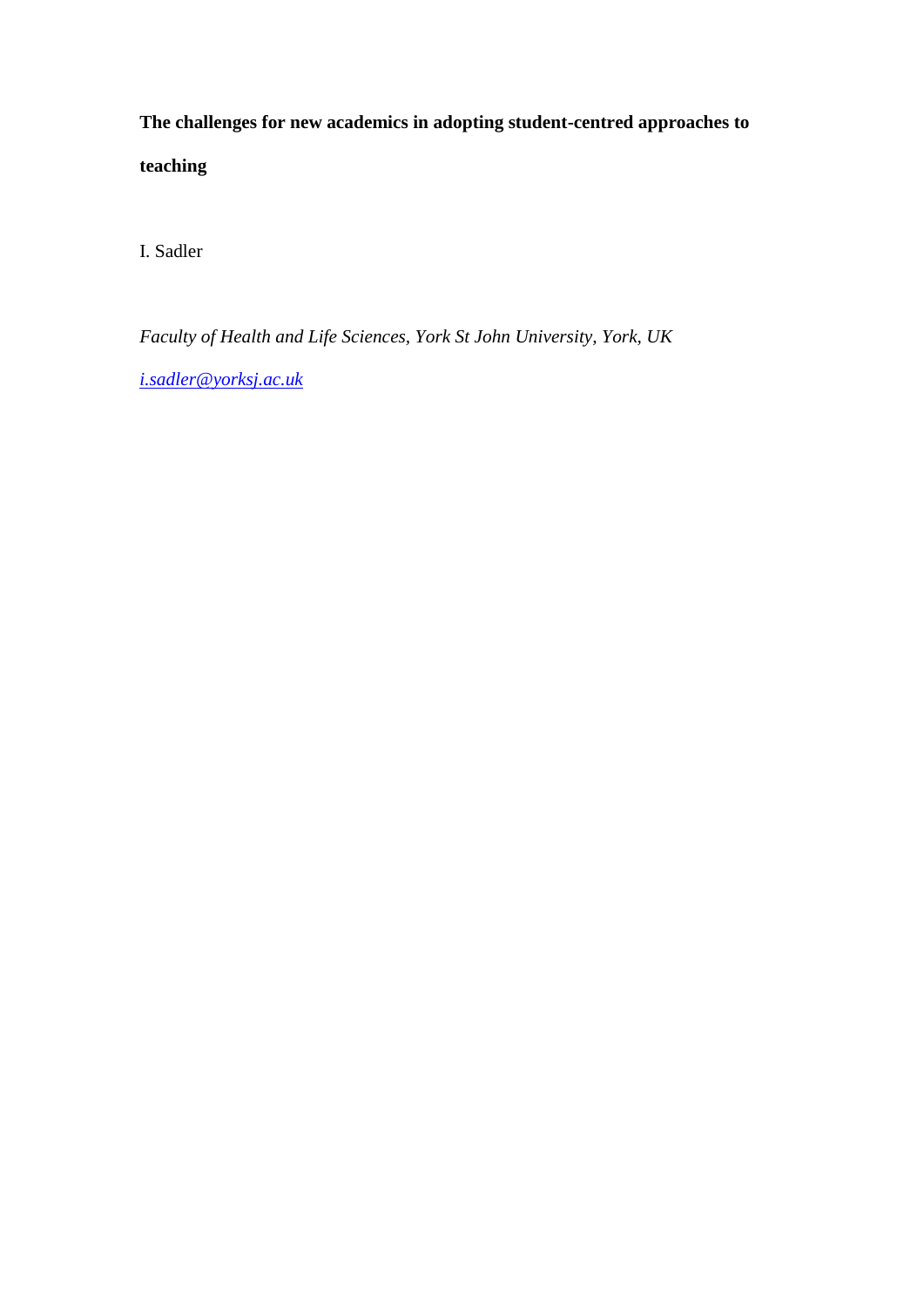# The challenges for new academics in adopting student-centred approaches to teaching

I. Sadler

*Faculty of Health and Life Sciences, York St John University, York, UK*

*i.sadler@yorksj.ac.uk*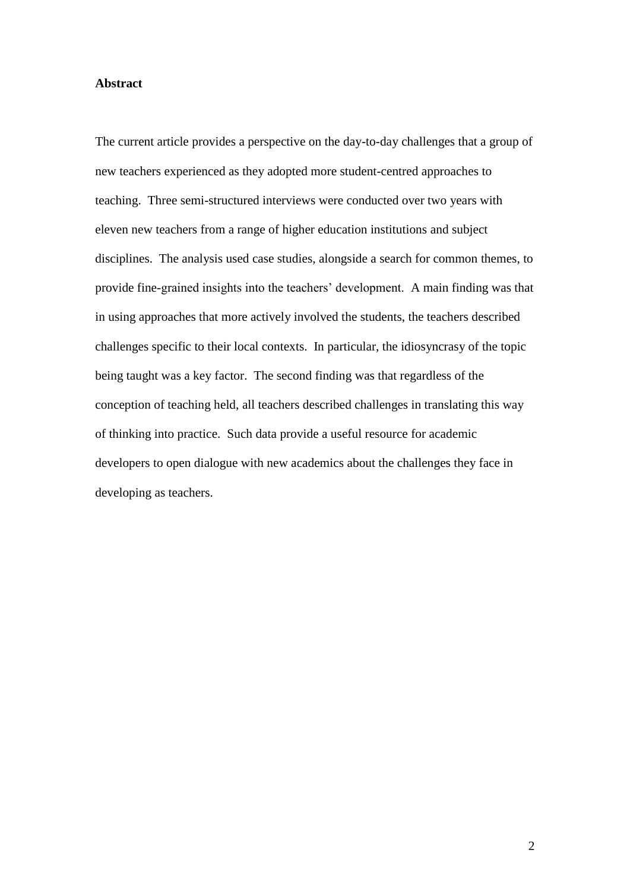**Abstract**

The current article provides a perspective on the day-to-day challenges that a group of new teachers experienced as they adopted more student-centred approaches to teaching. Three semi-structured interviews were conducted over two years with eleven new teachers from a range of higher education institutions and subject disciplines. The analysis used case studies, alongside a search for common themes, to provide fine-grained insights into the teachers' development. A main finding was that in using approaches that more actively involved the students, the teachers described challenges specific to their local contexts. In particular, the idiosyncrasy of the topic being taught was a key factor. The second finding was that regardless of the conception of teaching held, all teachers described challenges in translating this way of thinking into practice. Such data provide a useful resource for academic developers to open dialogue with new academics about the challenges they face in developing as teachers.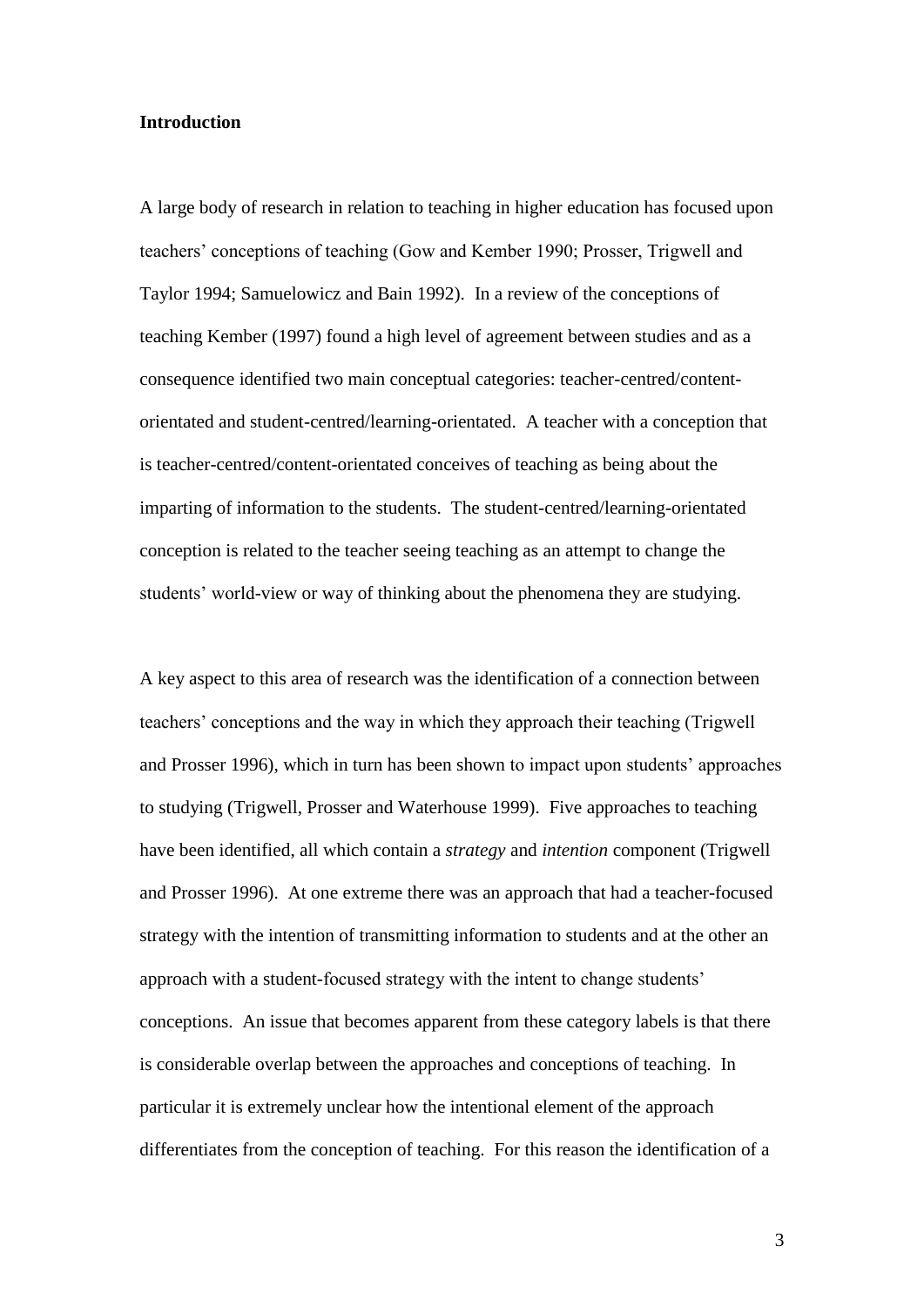## Introduction

A large body of research in relation to teaching in higher education has focused upon teachers' conceptions of teaching (Gow and Kember 1990; Prosser, Trigwell and Taylor 1994; Samuelowicz and Bain 1992). In a review of the conceptions of teaching Kember (1997) found a high level of agreement between studies and as a consequence identified two main conceptual categories: teacher-centred/content-orientated and student-centred/learning-orientated. A teacher with a conception that is teacher-centred/content-orientated conceives of teaching as being about the imparting of information to the students. The student-centred/learning-orientated conception is related to the teacher seeing teaching as an attempt to change the students' world-view or way of thinking about the phenomena they are studying.

A key aspect to this area of research was the identification of a connection between teachers' conceptions and the way in which they approach their teaching (Trigwell and Prosser 1996), which in turn has been shown to impact upon students' approaches to studying (Trigwell, Prosser and Waterhouse 1999). Five approaches to teaching have been identified, all which contain a *strategy* and *intention* component (Trigwell and Prosser 1996). At one extreme there was an approach that had a teacher-focused strategy with the intention of transmitting information to students and at the other an approach with a student-focused strategy with the intent to change students' conceptions. An issue that becomes apparent from these category labels is that there is considerable overlap between the approaches and conceptions of teaching. In particular it is extremely unclear how the intentional element of the approach differentiates from the conception of teaching. For this reason the identification of a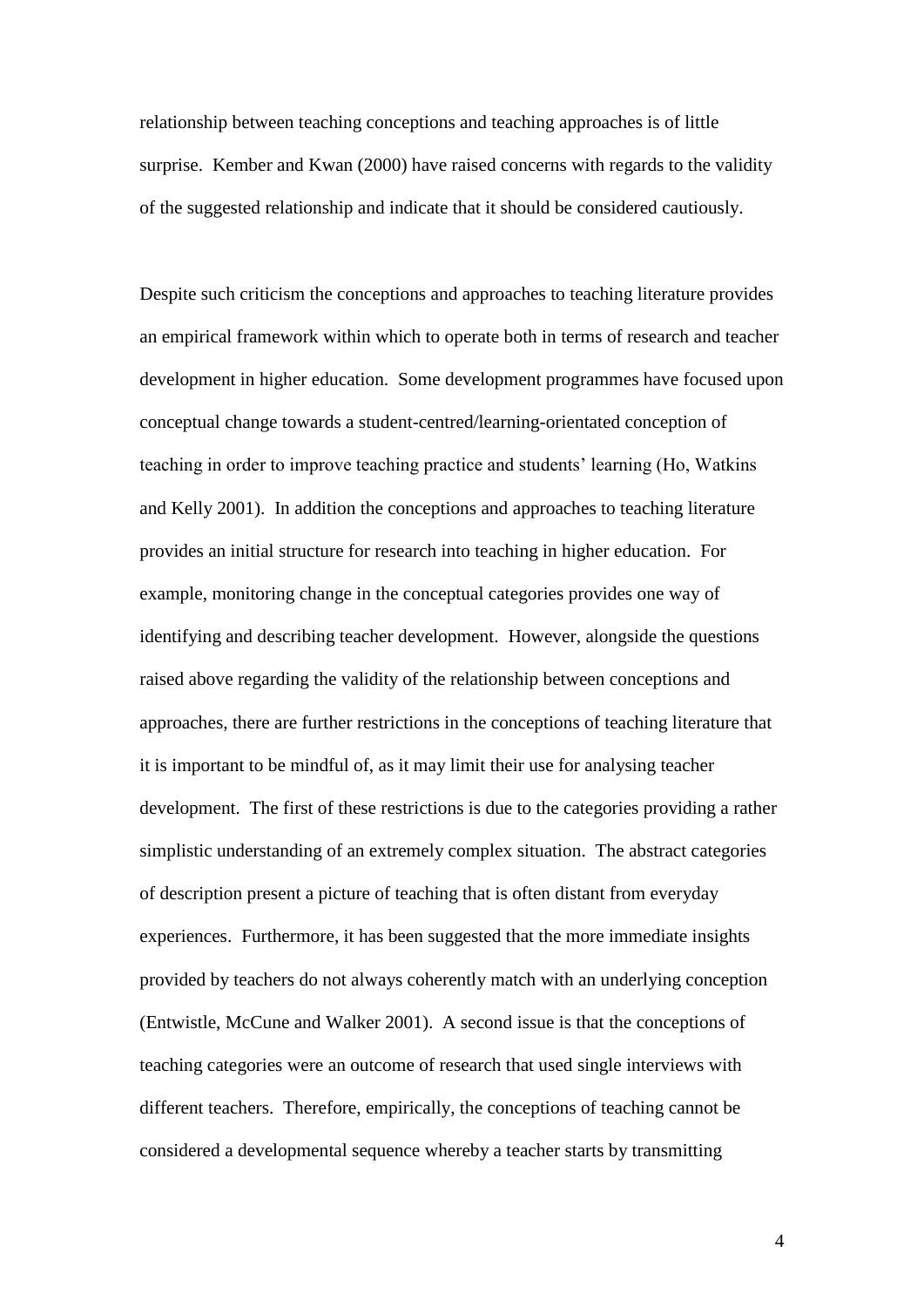relationship between teaching conceptions and teaching approaches is of little surprise. Kember and Kwan (2000) have raised concerns with regards to the validity of the suggested relationship and indicate that it should be considered cautiously.

Despite such criticism the conceptions and approaches to teaching literature provides an empirical framework within which to operate both in terms of research and teacher development in higher education. Some development programmes have focused upon conceptual change towards a student-centred/learning-orientated conception of teaching in order to improve teaching practice and students' learning (Ho, Watkins and Kelly 2001). In addition the conceptions and approaches to teaching literature provides an initial structure for research into teaching in higher education. For example, monitoring change in the conceptual categories provides one way of identifying and describing teacher development. However, alongside the questions raised above regarding the validity of the relationship between conceptions and approaches, there are further restrictions in the conceptions of teaching literature that it is important to be mindful of, as it may limit their use for analysing teacher development. The first of these restrictions is due to the categories providing a rather simplistic understanding of an extremely complex situation. The abstract categories of description present a picture of teaching that is often distant from everyday experiences. Furthermore, it has been suggested that the more immediate insights provided by teachers do not always coherently match with an underlying conception (Entwistle, McCune and Walker 2001). A second issue is that the conceptions of teaching categories were an outcome of research that used single interviews with different teachers. Therefore, empirically, the conceptions of teaching cannot be considered a developmental sequence whereby a teacher starts by transmitting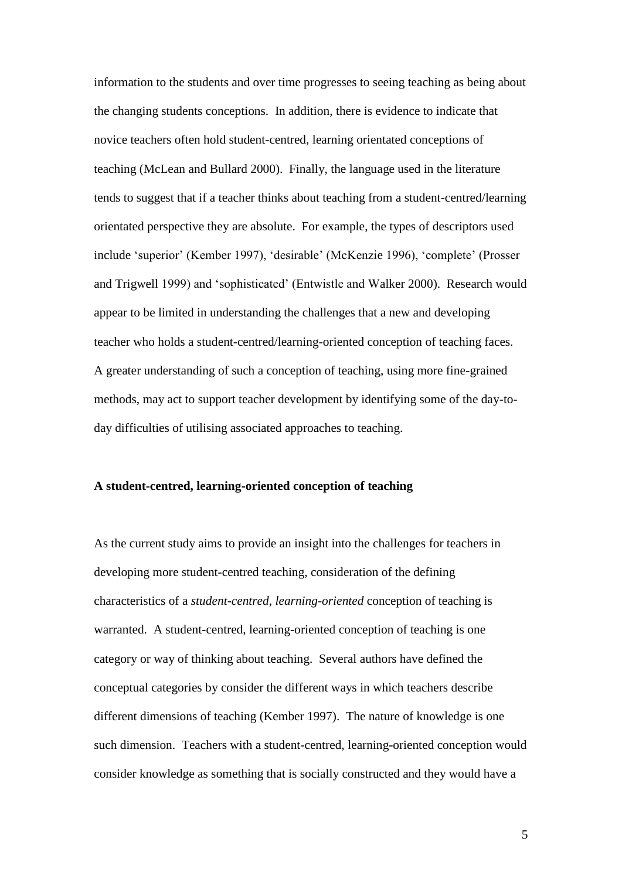information to the students and over time progresses to seeing teaching as being about the changing students conceptions. In addition, there is evidence to indicate that novice teachers often hold student-centred, learning orientated conceptions of teaching (McLean and Bullard 2000). Finally, the language used in the literature tends to suggest that if a teacher thinks about teaching from a student-centred/learning orientated perspective they are absolute. For example, the types of descriptors used include 'superior' (Kember 1997), 'desirable' (McKenzie 1996), 'complete' (Prosser and Trigwell 1999) and 'sophisticated' (Entwistle and Walker 2000). Research would appear to be limited in understanding the challenges that a new and developing teacher who holds a student-centred/learning-oriented conception of teaching faces. A greater understanding of such a conception of teaching, using more fine-grained methods, may act to support teacher development by identifying some of the day-to-day difficulties of utilising associated approaches to teaching.

**A student-centred, learning-oriented conception of teaching**

As the current study aims to provide an insight into the challenges for teachers in developing more student-centred teaching, consideration of the defining characteristics of a *student-centred, learning-oriented* conception of teaching is warranted. A student-centred, learning-oriented conception of teaching is one category or way of thinking about teaching. Several authors have defined the conceptual categories by consider the different ways in which teachers describe different dimensions of teaching (Kember 1997). The nature of knowledge is one such dimension. Teachers with a student-centred, learning-oriented conception would consider knowledge as something that is socially constructed and they would have a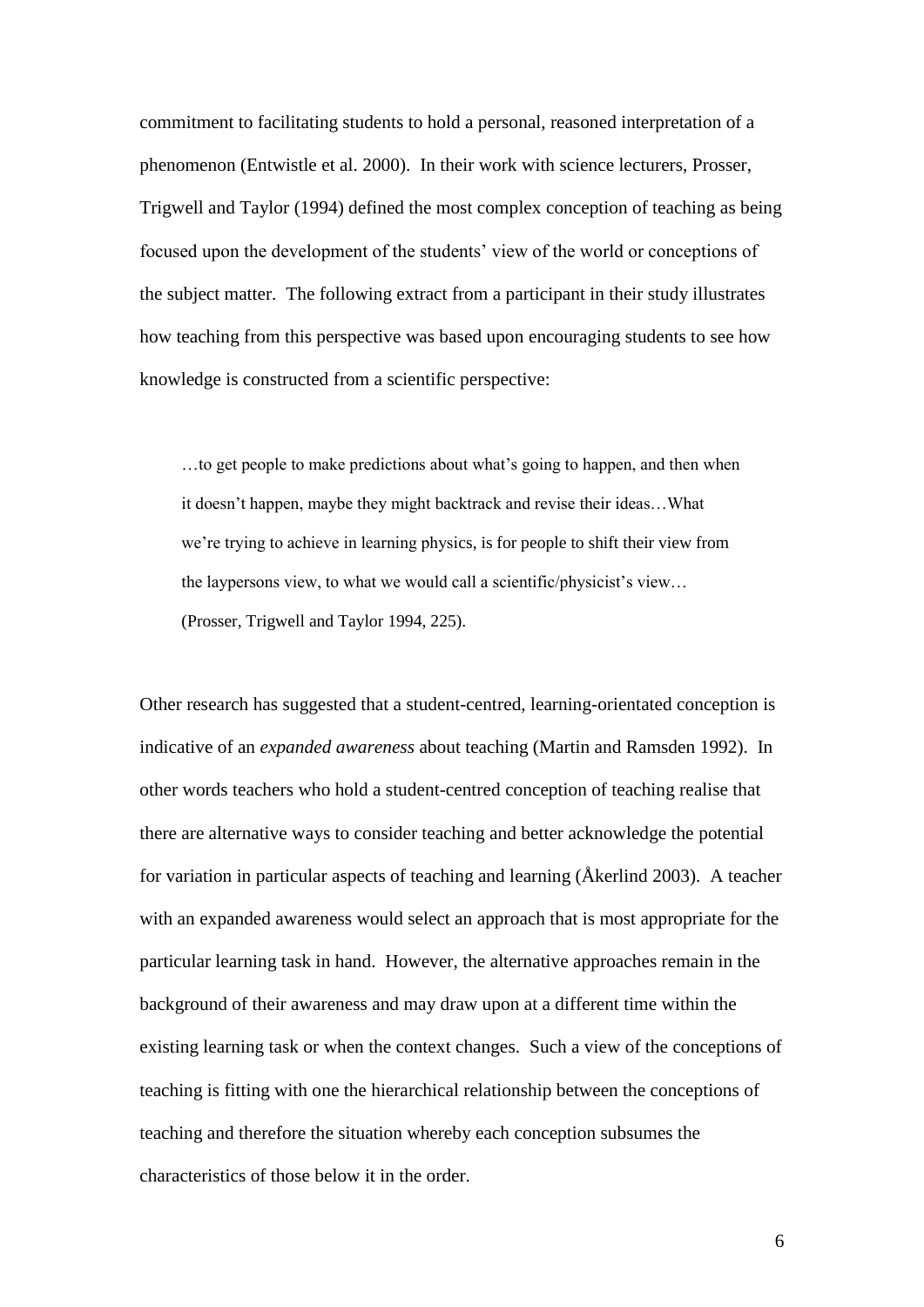commitment to facilitating students to hold a personal, reasoned interpretation of a phenomenon (Entwistle et al. 2000). In their work with science lecturers, Prosser, Trigwell and Taylor (1994) defined the most complex conception of teaching as being focused upon the development of the students' view of the world or conceptions of the subject matter. The following extract from a participant in their study illustrates how teaching from this perspective was based upon encouraging students to see how knowledge is constructed from a scientific perspective:

> …to get people to make predictions about what's going to happen, and then when it doesn't happen, maybe they might backtrack and revise their ideas…What we're trying to achieve in learning physics, is for people to shift their view from the laypersons view, to what we would call a scientific/physicist's view… (Prosser, Trigwell and Taylor 1994, 225).

Other research has suggested that a student-centred, learning-orientated conception is indicative of an *expanded awareness* about teaching (Martin and Ramsden 1992). In other words teachers who hold a student-centred conception of teaching realise that there are alternative ways to consider teaching and better acknowledge the potential for variation in particular aspects of teaching and learning (Åkerlind 2003). A teacher with an expanded awareness would select an approach that is most appropriate for the particular learning task in hand. However, the alternative approaches remain in the background of their awareness and may draw upon at a different time within the existing learning task or when the context changes. Such a view of the conceptions of teaching is fitting with one the hierarchical relationship between the conceptions of teaching and therefore the situation whereby each conception subsumes the characteristics of those below it in the order.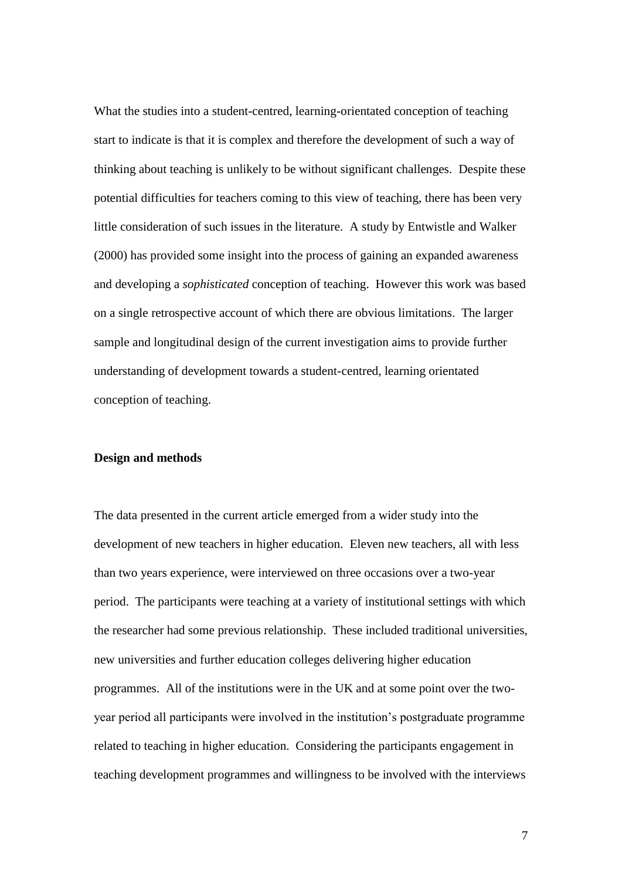What the studies into a student-centred, learning-orientated conception of teaching start to indicate is that it is complex and therefore the development of such a way of thinking about teaching is unlikely to be without significant challenges. Despite these potential difficulties for teachers coming to this view of teaching, there has been very little consideration of such issues in the literature. A study by Entwistle and Walker (2000) has provided some insight into the process of gaining an expanded awareness and developing a *sophisticated* conception of teaching. However this work was based on a single retrospective account of which there are obvious limitations. The larger sample and longitudinal design of the current investigation aims to provide further understanding of development towards a student-centred, learning orientated conception of teaching.

**Design and methods**

The data presented in the current article emerged from a wider study into the development of new teachers in higher education. Eleven new teachers, all with less than two years experience, were interviewed on three occasions over a two-year period. The participants were teaching at a variety of institutional settings with which the researcher had some previous relationship. These included traditional universities, new universities and further education colleges delivering higher education programmes. All of the institutions were in the UK and at some point over the two-year period all participants were involved in the institution's postgraduate programme related to teaching in higher education. Considering the participants engagement in teaching development programmes and willingness to be involved with the interviews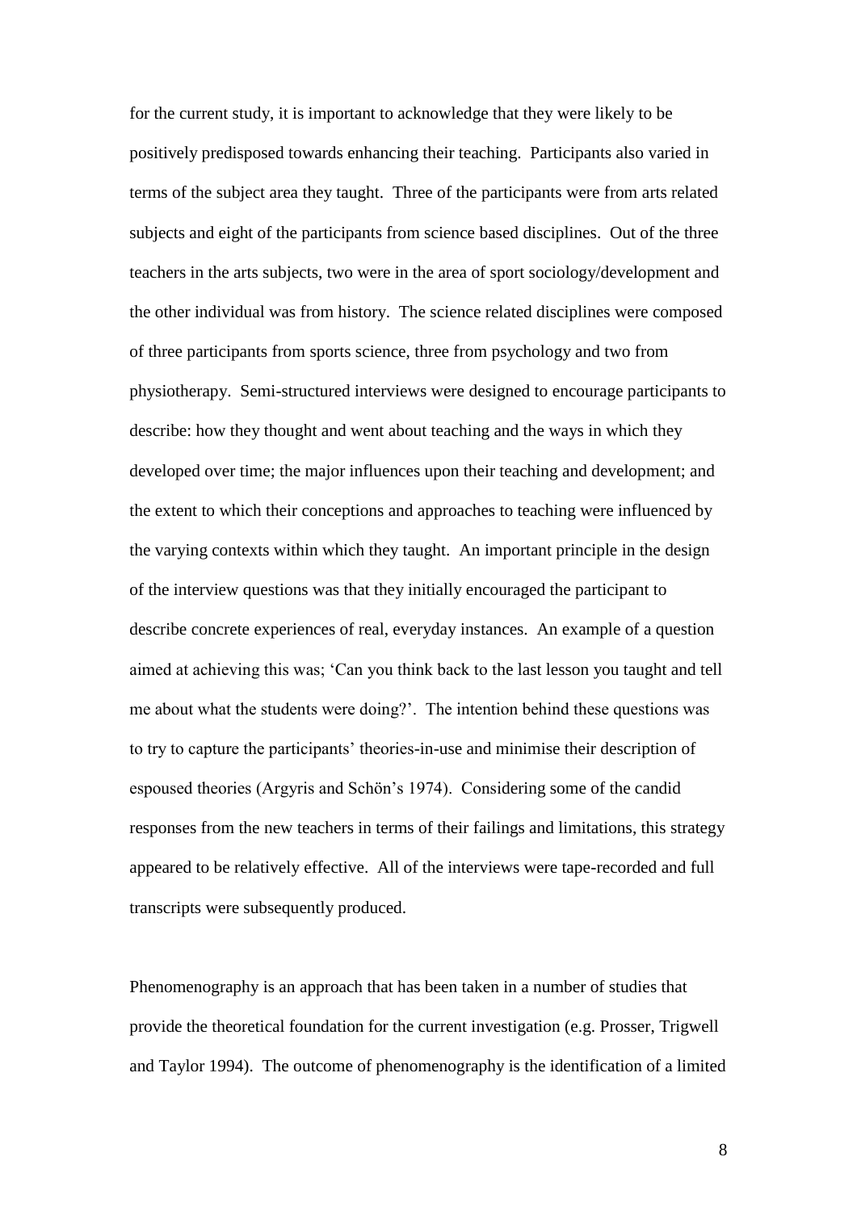for the current study, it is important to acknowledge that they were likely to be positively predisposed towards enhancing their teaching. Participants also varied in terms of the subject area they taught. Three of the participants were from arts related subjects and eight of the participants from science based disciplines. Out of the three teachers in the arts subjects, two were in the area of sport sociology/development and the other individual was from history. The science related disciplines were composed of three participants from sports science, three from psychology and two from physiotherapy. Semi-structured interviews were designed to encourage participants to describe: how they thought and went about teaching and the ways in which they developed over time; the major influences upon their teaching and development; and the extent to which their conceptions and approaches to teaching were influenced by the varying contexts within which they taught. An important principle in the design of the interview questions was that they initially encouraged the participant to describe concrete experiences of real, everyday instances. An example of a question aimed at achieving this was; 'Can you think back to the last lesson you taught and tell me about what the students were doing?'. The intention behind these questions was to try to capture the participants' theories-in-use and minimise their description of espoused theories (Argyris and Schön's 1974). Considering some of the candid responses from the new teachers in terms of their failings and limitations, this strategy appeared to be relatively effective. All of the interviews were tape-recorded and full transcripts were subsequently produced.

Phenomenography is an approach that has been taken in a number of studies that provide the theoretical foundation for the current investigation (e.g. Prosser, Trigwell and Taylor 1994). The outcome of phenomenography is the identification of a limited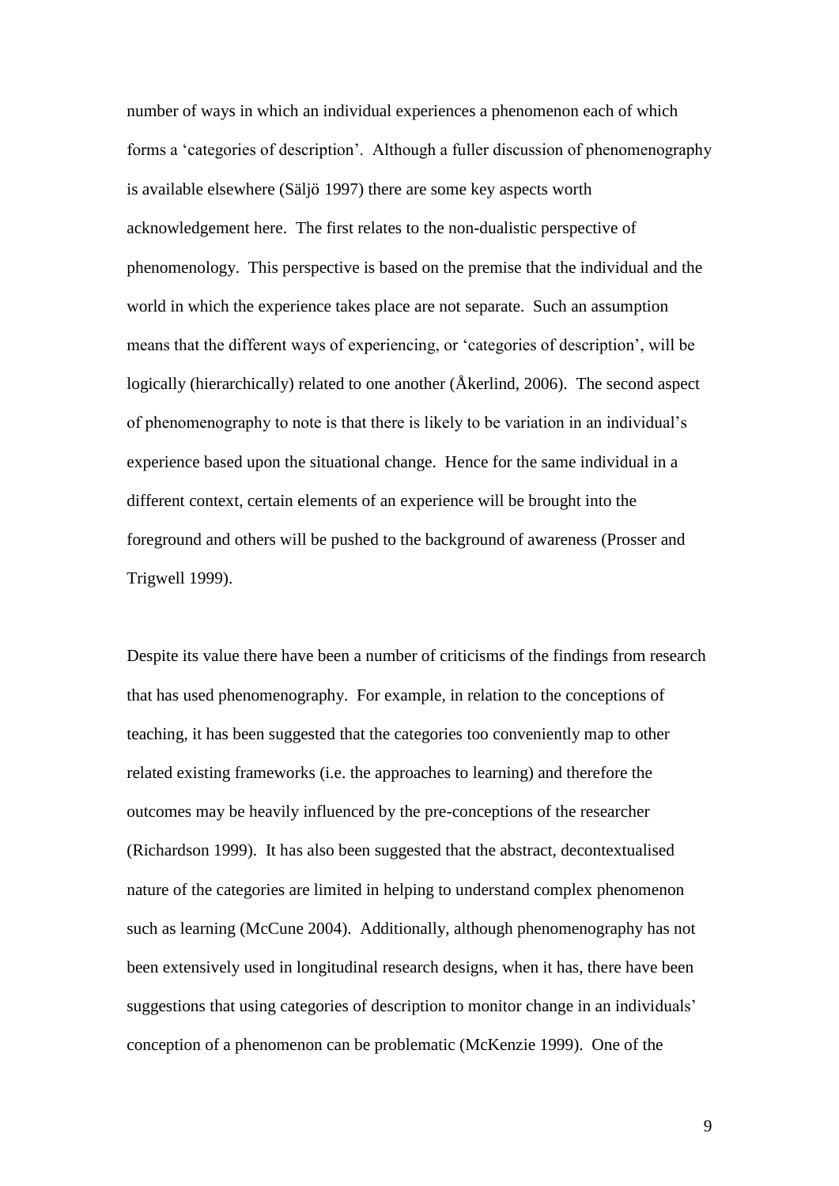number of ways in which an individual experiences a phenomenon each of which forms a 'categories of description'. Although a fuller discussion of phenomenography is available elsewhere (Säljö 1997) there are some key aspects worth acknowledgement here. The first relates to the non-dualistic perspective of phenomenology. This perspective is based on the premise that the individual and the world in which the experience takes place are not separate. Such an assumption means that the different ways of experiencing, or 'categories of description', will be logically (hierarchically) related to one another (Åkerlind, 2006). The second aspect of phenomenography to note is that there is likely to be variation in an individual's experience based upon the situational change. Hence for the same individual in a different context, certain elements of an experience will be brought into the foreground and others will be pushed to the background of awareness (Prosser and Trigwell 1999).

Despite its value there have been a number of criticisms of the findings from research that has used phenomenography. For example, in relation to the conceptions of teaching, it has been suggested that the categories too conveniently map to other related existing frameworks (i.e. the approaches to learning) and therefore the outcomes may be heavily influenced by the pre-conceptions of the researcher (Richardson 1999). It has also been suggested that the abstract, decontextualised nature of the categories are limited in helping to understand complex phenomenon such as learning (McCune 2004). Additionally, although phenomenography has not been extensively used in longitudinal research designs, when it has, there have been suggestions that using categories of description to monitor change in an individuals' conception of a phenomenon can be problematic (McKenzie 1999). One of the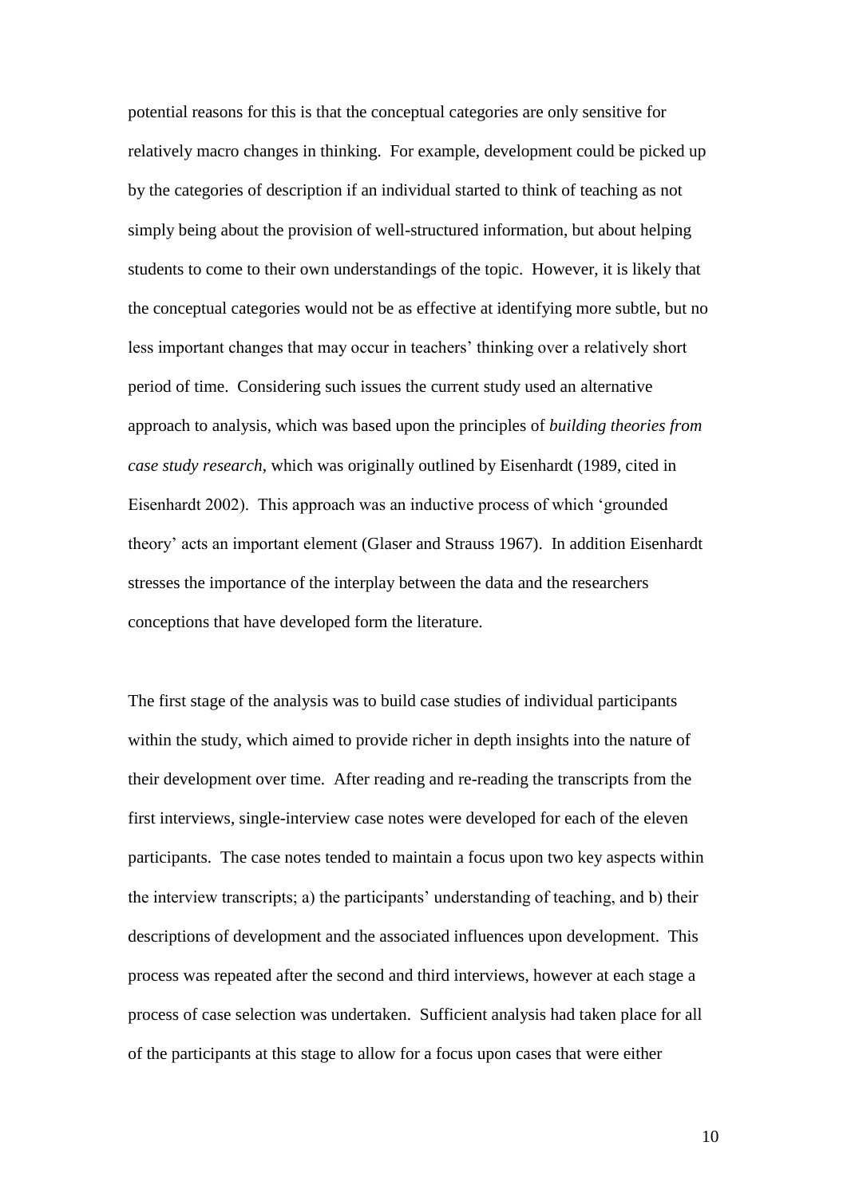potential reasons for this is that the conceptual categories are only sensitive for relatively macro changes in thinking. For example, development could be picked up by the categories of description if an individual started to think of teaching as not simply being about the provision of well-structured information, but about helping students to come to their own understandings of the topic. However, it is likely that the conceptual categories would not be as effective at identifying more subtle, but no less important changes that may occur in teachers' thinking over a relatively short period of time. Considering such issues the current study used an alternative approach to analysis, which was based upon the principles of *building theories from case study research*, which was originally outlined by Eisenhardt (1989, cited in Eisenhardt 2002). This approach was an inductive process of which 'grounded theory' acts an important element (Glaser and Strauss 1967). In addition Eisenhardt stresses the importance of the interplay between the data and the researchers conceptions that have developed form the literature.

The first stage of the analysis was to build case studies of individual participants within the study, which aimed to provide richer in depth insights into the nature of their development over time. After reading and re-reading the transcripts from the first interviews, single-interview case notes were developed for each of the eleven participants. The case notes tended to maintain a focus upon two key aspects within the interview transcripts; a) the participants' understanding of teaching, and b) their descriptions of development and the associated influences upon development. This process was repeated after the second and third interviews, however at each stage a process of case selection was undertaken. Sufficient analysis had taken place for all of the participants at this stage to allow for a focus upon cases that were either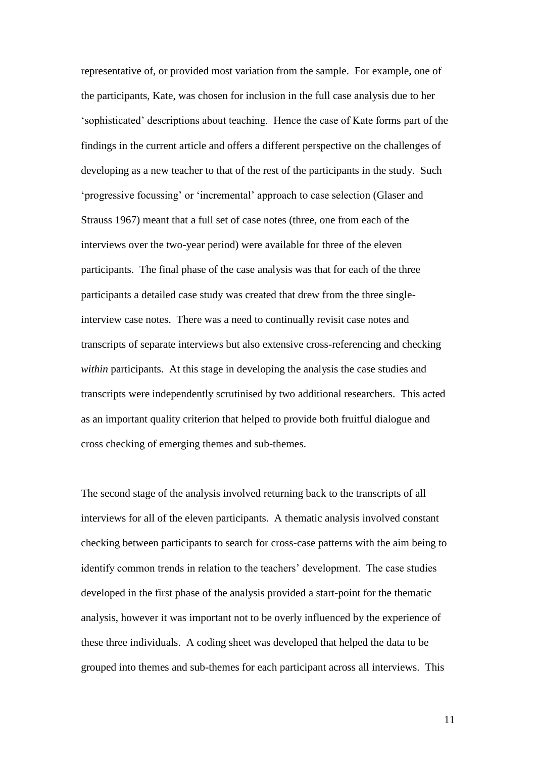representative of, or provided most variation from the sample. For example, one of the participants, Kate, was chosen for inclusion in the full case analysis due to her 'sophisticated' descriptions about teaching. Hence the case of Kate forms part of the findings in the current article and offers a different perspective on the challenges of developing as a new teacher to that of the rest of the participants in the study. Such 'progressive focussing' or 'incremental' approach to case selection (Glaser and Strauss 1967) meant that a full set of case notes (three, one from each of the interviews over the two-year period) were available for three of the eleven participants. The final phase of the case analysis was that for each of the three participants a detailed case study was created that drew from the three single-interview case notes. There was a need to continually revisit case notes and transcripts of separate interviews but also extensive cross-referencing and checking *within* participants. At this stage in developing the analysis the case studies and transcripts were independently scrutinised by two additional researchers. This acted as an important quality criterion that helped to provide both fruitful dialogue and cross checking of emerging themes and sub-themes.

The second stage of the analysis involved returning back to the transcripts of all interviews for all of the eleven participants. A thematic analysis involved constant checking between participants to search for cross-case patterns with the aim being to identify common trends in relation to the teachers' development. The case studies developed in the first phase of the analysis provided a start-point for the thematic analysis, however it was important not to be overly influenced by the experience of these three individuals. A coding sheet was developed that helped the data to be grouped into themes and sub-themes for each participant across all interviews. This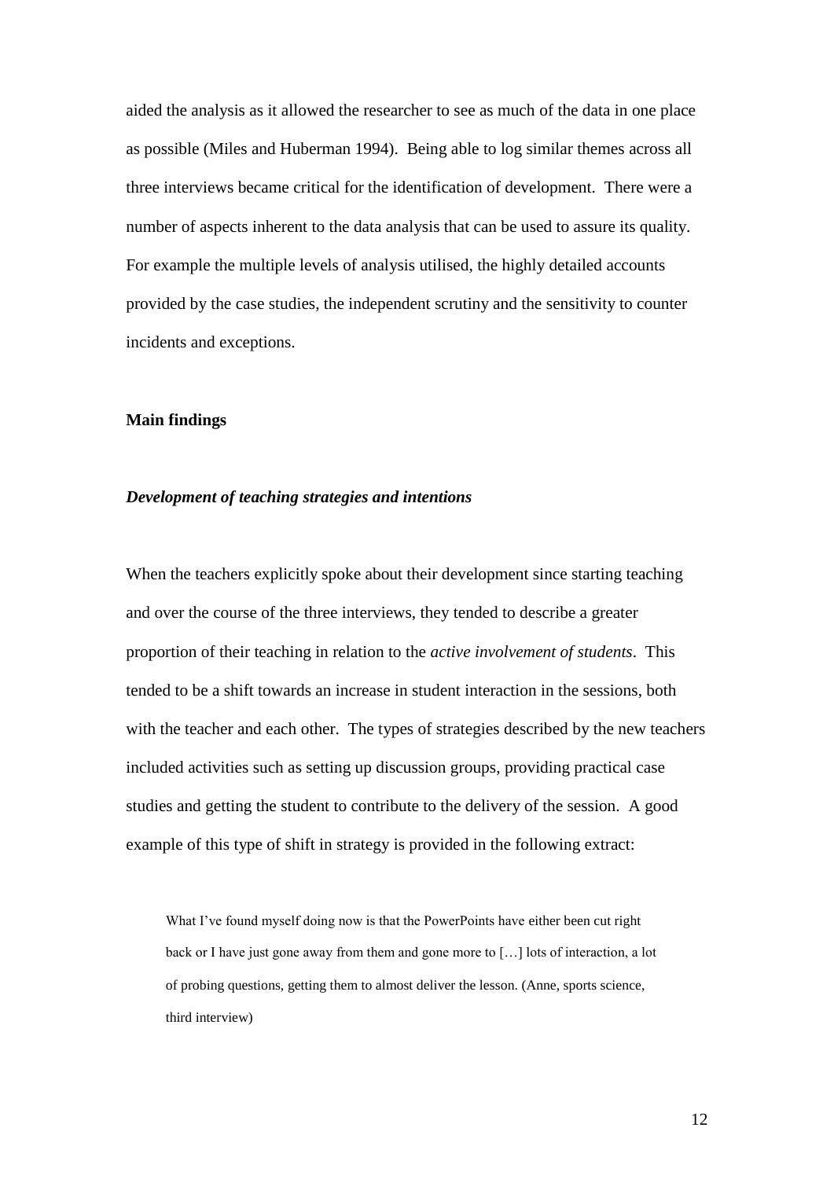aided the analysis as it allowed the researcher to see as much of the data in one place as possible (Miles and Huberman 1994). Being able to log similar themes across all three interviews became critical for the identification of development. There were a number of aspects inherent to the data analysis that can be used to assure its quality. For example the multiple levels of analysis utilised, the highly detailed accounts provided by the case studies, the independent scrutiny and the sensitivity to counter incidents and exceptions.

## Main findings

### *Development of teaching strategies and intentions*

When the teachers explicitly spoke about their development since starting teaching and over the course of the three interviews, they tended to describe a greater proportion of their teaching in relation to the *active involvement of students*. This tended to be a shift towards an increase in student interaction in the sessions, both with the teacher and each other. The types of strategies described by the new teachers included activities such as setting up discussion groups, providing practical case studies and getting the student to contribute to the delivery of the session. A good example of this type of shift in strategy is provided in the following extract:

> What I've found myself doing now is that the PowerPoints have either been cut right back or I have just gone away from them and gone more to […] lots of interaction, a lot of probing questions, getting them to almost deliver the lesson. (Anne, sports science, third interview)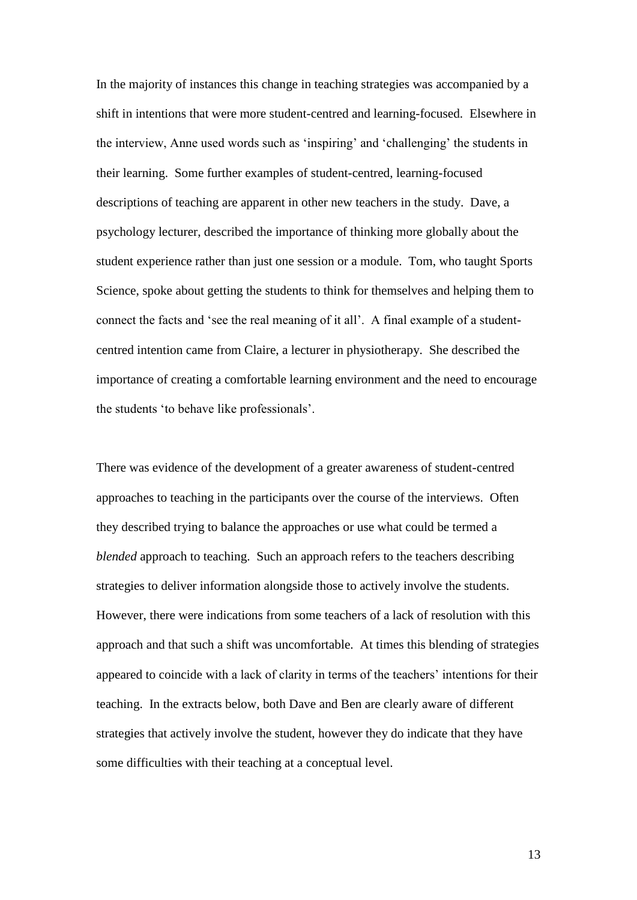In the majority of instances this change in teaching strategies was accompanied by a shift in intentions that were more student-centred and learning-focused. Elsewhere in the interview, Anne used words such as 'inspiring' and 'challenging' the students in their learning. Some further examples of student-centred, learning-focused descriptions of teaching are apparent in other new teachers in the study. Dave, a psychology lecturer, described the importance of thinking more globally about the student experience rather than just one session or a module. Tom, who taught Sports Science, spoke about getting the students to think for themselves and helping them to connect the facts and 'see the real meaning of it all'. A final example of a student-centred intention came from Claire, a lecturer in physiotherapy. She described the importance of creating a comfortable learning environment and the need to encourage the students 'to behave like professionals'.

There was evidence of the development of a greater awareness of student-centred approaches to teaching in the participants over the course of the interviews. Often they described trying to balance the approaches or use what could be termed a *blended* approach to teaching. Such an approach refers to the teachers describing strategies to deliver information alongside those to actively involve the students. However, there were indications from some teachers of a lack of resolution with this approach and that such a shift was uncomfortable. At times this blending of strategies appeared to coincide with a lack of clarity in terms of the teachers' intentions for their teaching. In the extracts below, both Dave and Ben are clearly aware of different strategies that actively involve the student, however they do indicate that they have some difficulties with their teaching at a conceptual level.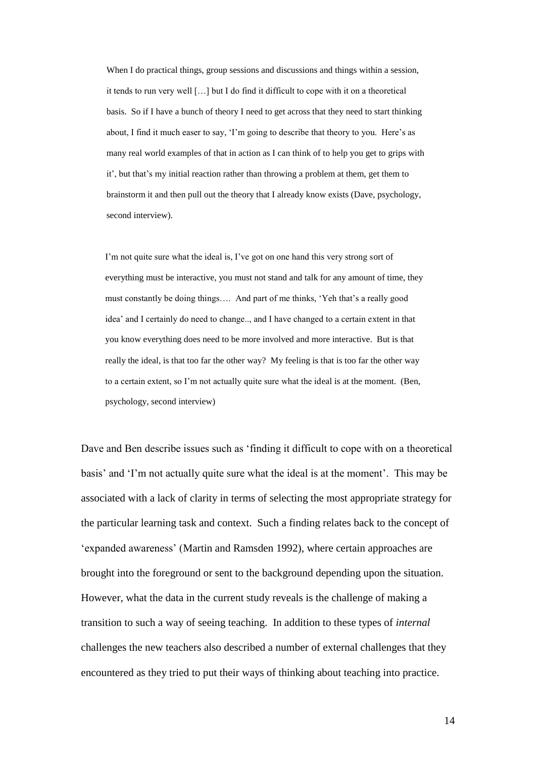> When I do practical things, group sessions and discussions and things within a session, it tends to run very well […] but I do find it difficult to cope with it on a theoretical basis. So if I have a bunch of theory I need to get across that they need to start thinking about, I find it much easer to say, 'I'm going to describe that theory to you. Here's as many real world examples of that in action as I can think of to help you get to grips with it', but that's my initial reaction rather than throwing a problem at them, get them to brainstorm it and then pull out the theory that I already know exists (Dave, psychology, second interview).

> I'm not quite sure what the ideal is, I've got on one hand this very strong sort of everything must be interactive, you must not stand and talk for any amount of time, they must constantly be doing things…. And part of me thinks, 'Yeh that's a really good idea' and I certainly do need to change.., and I have changed to a certain extent in that you know everything does need to be more involved and more interactive. But is that really the ideal, is that too far the other way? My feeling is that is too far the other way to a certain extent, so I'm not actually quite sure what the ideal is at the moment. (Ben, psychology, second interview)

Dave and Ben describe issues such as 'finding it difficult to cope with on a theoretical basis' and 'I'm not actually quite sure what the ideal is at the moment'. This may be associated with a lack of clarity in terms of selecting the most appropriate strategy for the particular learning task and context. Such a finding relates back to the concept of 'expanded awareness' (Martin and Ramsden 1992), where certain approaches are brought into the foreground or sent to the background depending upon the situation. However, what the data in the current study reveals is the challenge of making a transition to such a way of seeing teaching. In addition to these types of *internal* challenges the new teachers also described a number of external challenges that they encountered as they tried to put their ways of thinking about teaching into practice.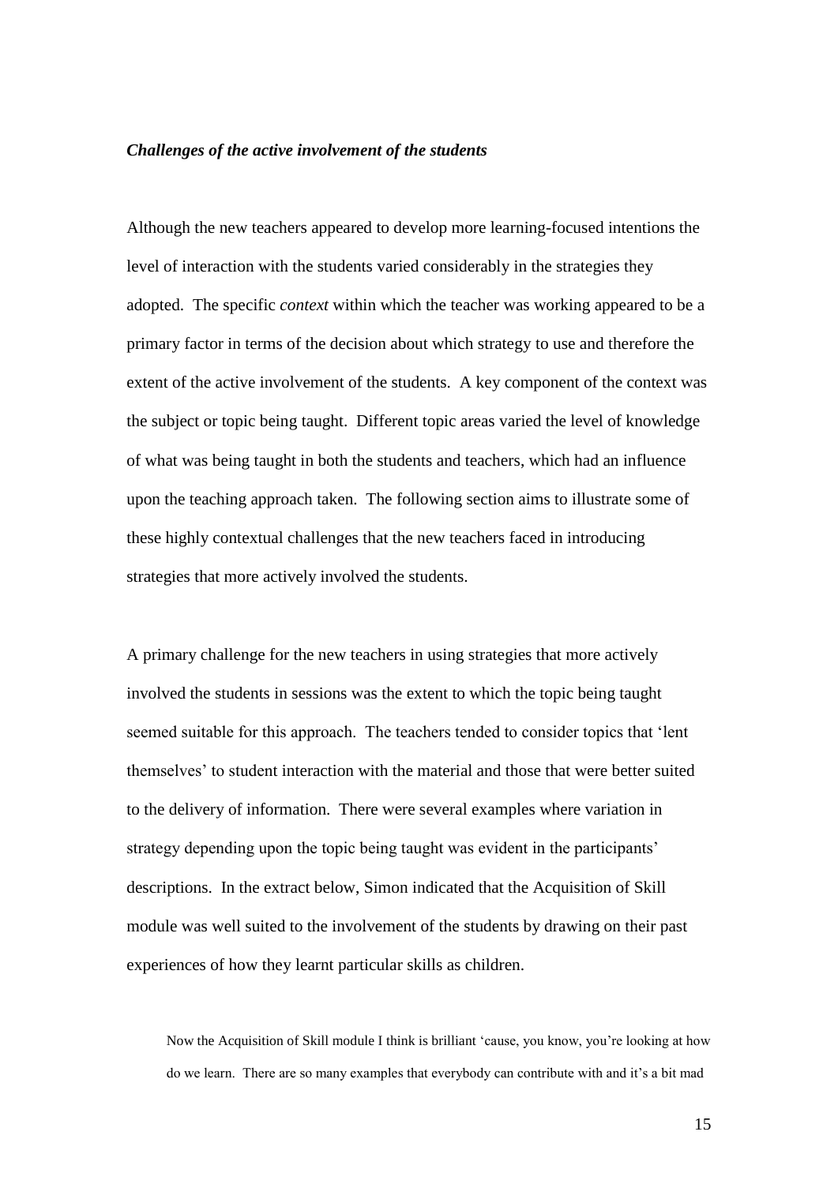***Challenges of the active involvement of the students***

Although the new teachers appeared to develop more learning-focused intentions the level of interaction with the students varied considerably in the strategies they adopted. The specific *context* within which the teacher was working appeared to be a primary factor in terms of the decision about which strategy to use and therefore the extent of the active involvement of the students. A key component of the context was the subject or topic being taught. Different topic areas varied the level of knowledge of what was being taught in both the students and teachers, which had an influence upon the teaching approach taken. The following section aims to illustrate some of these highly contextual challenges that the new teachers faced in introducing strategies that more actively involved the students.

A primary challenge for the new teachers in using strategies that more actively involved the students in sessions was the extent to which the topic being taught seemed suitable for this approach. The teachers tended to consider topics that 'lent themselves' to student interaction with the material and those that were better suited to the delivery of information. There were several examples where variation in strategy depending upon the topic being taught was evident in the participants' descriptions. In the extract below, Simon indicated that the Acquisition of Skill module was well suited to the involvement of the students by drawing on their past experiences of how they learnt particular skills as children.

> Now the Acquisition of Skill module I think is brilliant 'cause, you know, you're looking at how do we learn. There are so many examples that everybody can contribute with and it's a bit mad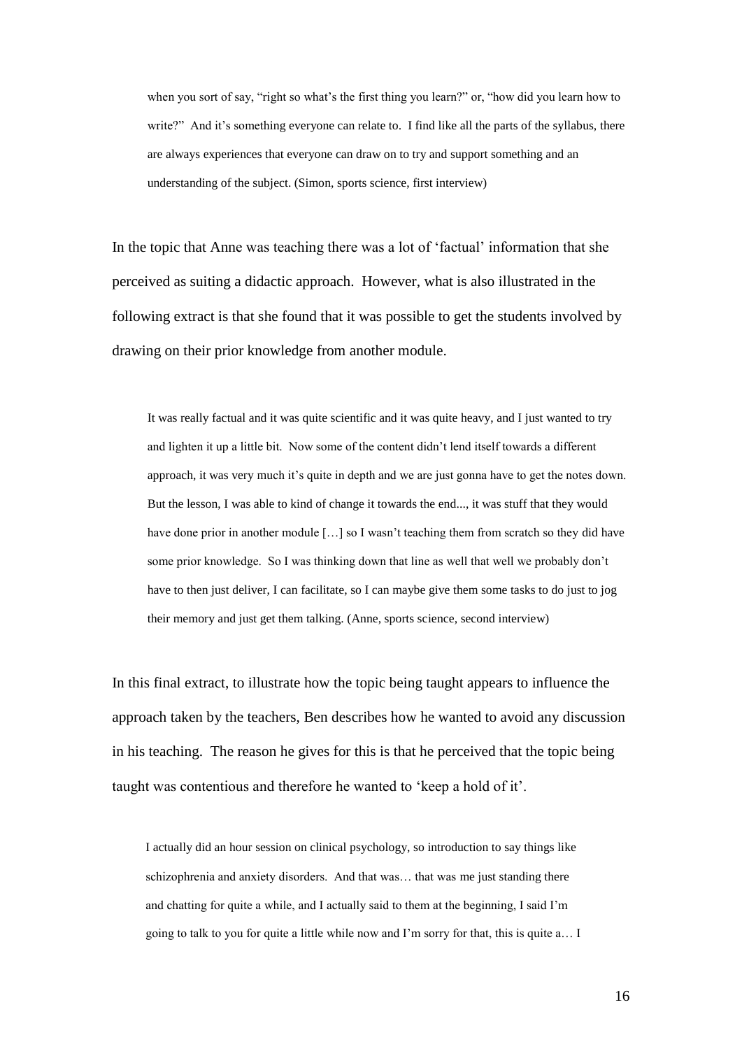> when you sort of say, "right so what's the first thing you learn?" or, "how did you learn how to write?" And it's something everyone can relate to. I find like all the parts of the syllabus, there are always experiences that everyone can draw on to try and support something and an understanding of the subject. (Simon, sports science, first interview)

In the topic that Anne was teaching there was a lot of 'factual' information that she perceived as suiting a didactic approach. However, what is also illustrated in the following extract is that she found that it was possible to get the students involved by drawing on their prior knowledge from another module.

> It was really factual and it was quite scientific and it was quite heavy, and I just wanted to try and lighten it up a little bit. Now some of the content didn't lend itself towards a different approach, it was very much it's quite in depth and we are just gonna have to get the notes down. But the lesson, I was able to kind of change it towards the end..., it was stuff that they would have done prior in another module […] so I wasn't teaching them from scratch so they did have some prior knowledge. So I was thinking down that line as well that well we probably don't have to then just deliver, I can facilitate, so I can maybe give them some tasks to do just to jog their memory and just get them talking. (Anne, sports science, second interview)

In this final extract, to illustrate how the topic being taught appears to influence the approach taken by the teachers, Ben describes how he wanted to avoid any discussion in his teaching. The reason he gives for this is that he perceived that the topic being taught was contentious and therefore he wanted to 'keep a hold of it'.

> I actually did an hour session on clinical psychology, so introduction to say things like schizophrenia and anxiety disorders. And that was… that was me just standing there and chatting for quite a while, and I actually said to them at the beginning, I said I'm going to talk to you for quite a little while now and I'm sorry for that, this is quite a… I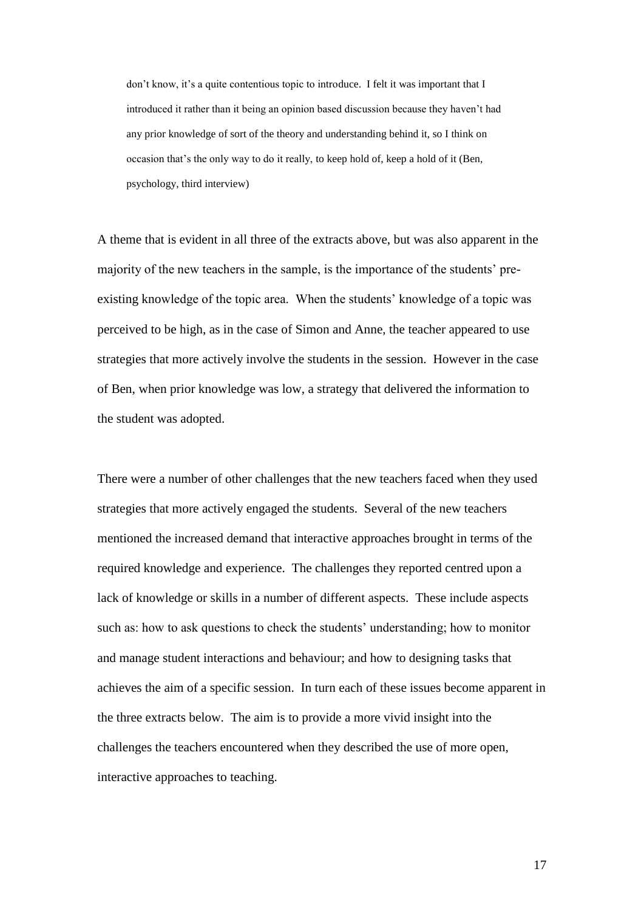don't know, it's a quite contentious topic to introduce. I felt it was important that I introduced it rather than it being an opinion based discussion because they haven't had any prior knowledge of sort of the theory and understanding behind it, so I think on occasion that's the only way to do it really, to keep hold of, keep a hold of it (Ben, psychology, third interview)

A theme that is evident in all three of the extracts above, but was also apparent in the majority of the new teachers in the sample, is the importance of the students' pre-existing knowledge of the topic area. When the students' knowledge of a topic was perceived to be high, as in the case of Simon and Anne, the teacher appeared to use strategies that more actively involve the students in the session. However in the case of Ben, when prior knowledge was low, a strategy that delivered the information to the student was adopted.

There were a number of other challenges that the new teachers faced when they used strategies that more actively engaged the students. Several of the new teachers mentioned the increased demand that interactive approaches brought in terms of the required knowledge and experience. The challenges they reported centred upon a lack of knowledge or skills in a number of different aspects. These include aspects such as: how to ask questions to check the students' understanding; how to monitor and manage student interactions and behaviour; and how to designing tasks that achieves the aim of a specific session. In turn each of these issues become apparent in the three extracts below. The aim is to provide a more vivid insight into the challenges the teachers encountered when they described the use of more open, interactive approaches to teaching.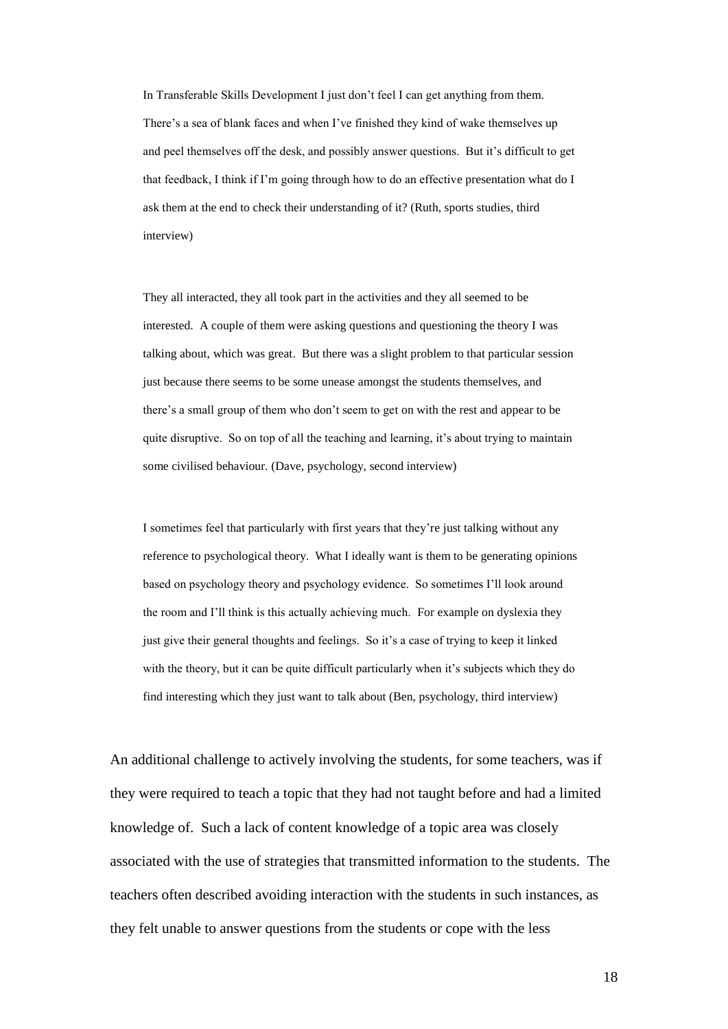> In Transferable Skills Development I just don't feel I can get anything from them. There's a sea of blank faces and when I've finished they kind of wake themselves up and peel themselves off the desk, and possibly answer questions. But it's difficult to get that feedback, I think if I'm going through how to do an effective presentation what do I ask them at the end to check their understanding of it? (Ruth, sports studies, third interview)

> They all interacted, they all took part in the activities and they all seemed to be interested. A couple of them were asking questions and questioning the theory I was talking about, which was great. But there was a slight problem to that particular session just because there seems to be some unease amongst the students themselves, and there's a small group of them who don't seem to get on with the rest and appear to be quite disruptive. So on top of all the teaching and learning, it's about trying to maintain some civilised behaviour. (Dave, psychology, second interview)

> I sometimes feel that particularly with first years that they're just talking without any reference to psychological theory. What I ideally want is them to be generating opinions based on psychology theory and psychology evidence. So sometimes I'll look around the room and I'll think is this actually achieving much. For example on dyslexia they just give their general thoughts and feelings. So it's a case of trying to keep it linked with the theory, but it can be quite difficult particularly when it's subjects which they do find interesting which they just want to talk about (Ben, psychology, third interview)

An additional challenge to actively involving the students, for some teachers, was if they were required to teach a topic that they had not taught before and had a limited knowledge of. Such a lack of content knowledge of a topic area was closely associated with the use of strategies that transmitted information to the students. The teachers often described avoiding interaction with the students in such instances, as they felt unable to answer questions from the students or cope with the less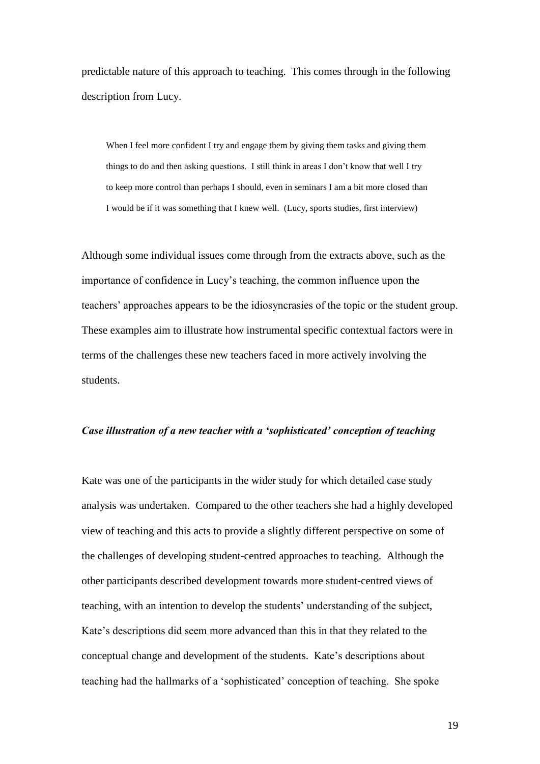predictable nature of this approach to teaching. This comes through in the following description from Lucy.

> When I feel more confident I try and engage them by giving them tasks and giving them things to do and then asking questions. I still think in areas I don't know that well I try to keep more control than perhaps I should, even in seminars I am a bit more closed than I would be if it was something that I knew well. (Lucy, sports studies, first interview)

Although some individual issues come through from the extracts above, such as the importance of confidence in Lucy's teaching, the common influence upon the teachers' approaches appears to be the idiosyncrasies of the topic or the student group. These examples aim to illustrate how instrumental specific contextual factors were in terms of the challenges these new teachers faced in more actively involving the students.

### *Case illustration of a new teacher with a 'sophisticated' conception of teaching*

Kate was one of the participants in the wider study for which detailed case study analysis was undertaken. Compared to the other teachers she had a highly developed view of teaching and this acts to provide a slightly different perspective on some of the challenges of developing student-centred approaches to teaching. Although the other participants described development towards more student-centred views of teaching, with an intention to develop the students' understanding of the subject, Kate's descriptions did seem more advanced than this in that they related to the conceptual change and development of the students. Kate's descriptions about teaching had the hallmarks of a 'sophisticated' conception of teaching. She spoke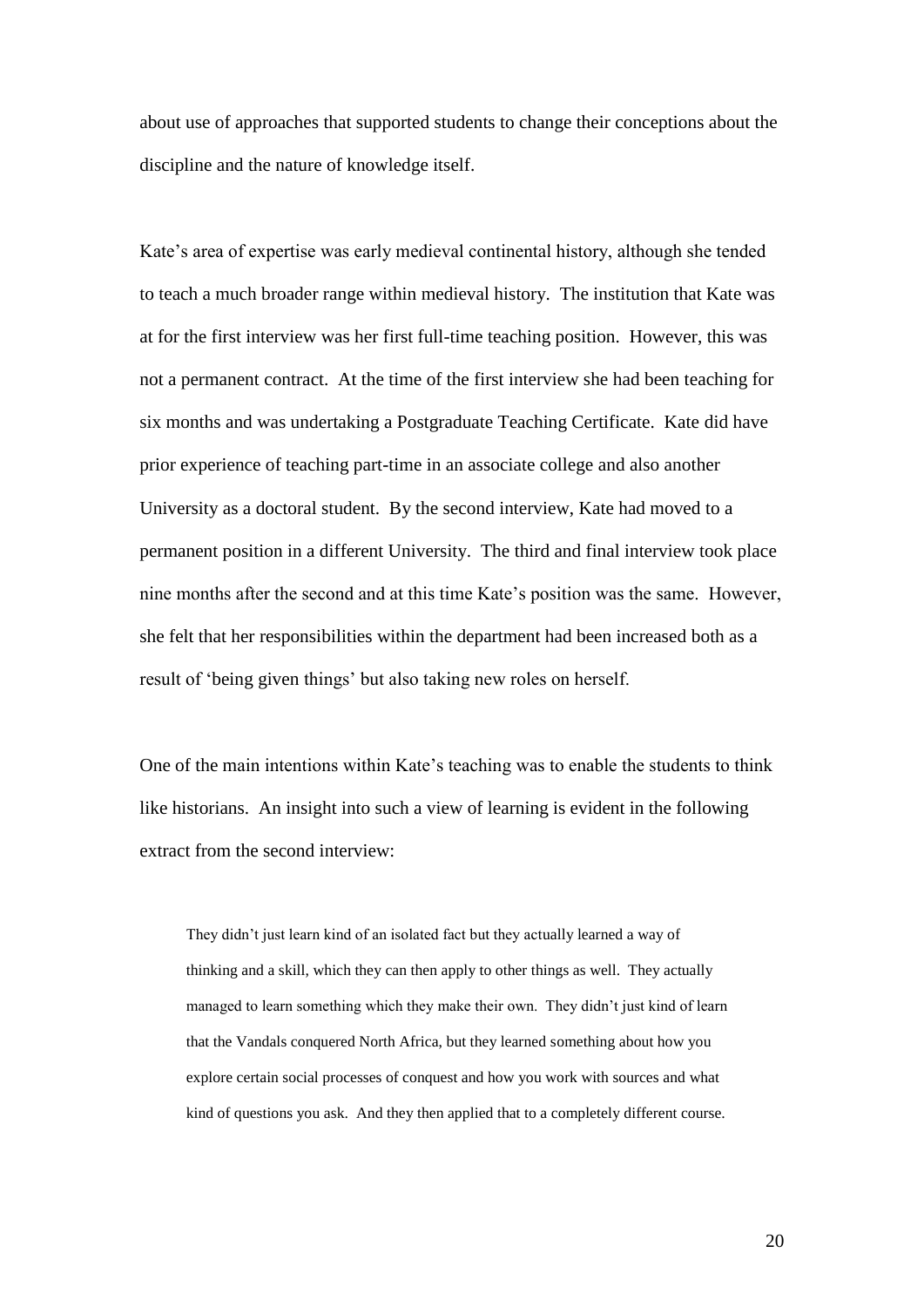about use of approaches that supported students to change their conceptions about the discipline and the nature of knowledge itself.

Kate's area of expertise was early medieval continental history, although she tended to teach a much broader range within medieval history. The institution that Kate was at for the first interview was her first full-time teaching position. However, this was not a permanent contract. At the time of the first interview she had been teaching for six months and was undertaking a Postgraduate Teaching Certificate. Kate did have prior experience of teaching part-time in an associate college and also another University as a doctoral student. By the second interview, Kate had moved to a permanent position in a different University. The third and final interview took place nine months after the second and at this time Kate's position was the same. However, she felt that her responsibilities within the department had been increased both as a result of 'being given things' but also taking new roles on herself.

One of the main intentions within Kate's teaching was to enable the students to think like historians. An insight into such a view of learning is evident in the following extract from the second interview:

> They didn't just learn kind of an isolated fact but they actually learned a way of thinking and a skill, which they can then apply to other things as well. They actually managed to learn something which they make their own. They didn't just kind of learn that the Vandals conquered North Africa, but they learned something about how you explore certain social processes of conquest and how you work with sources and what kind of questions you ask. And they then applied that to a completely different course.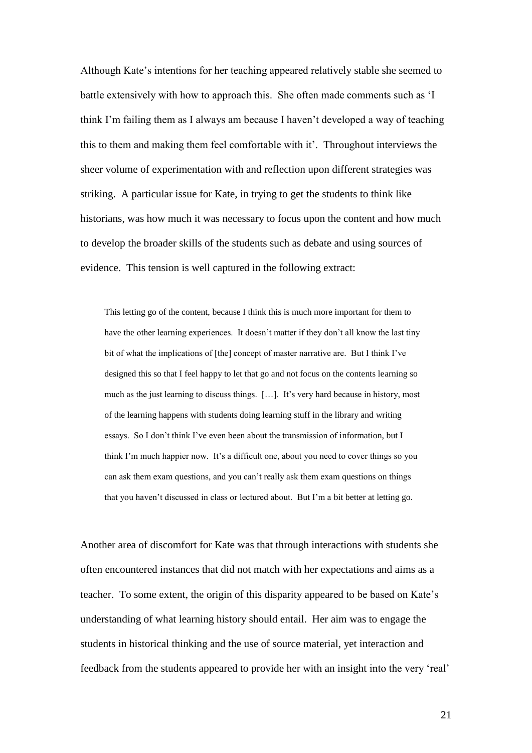Although Kate's intentions for her teaching appeared relatively stable she seemed to battle extensively with how to approach this. She often made comments such as 'I think I'm failing them as I always am because I haven't developed a way of teaching this to them and making them feel comfortable with it'. Throughout interviews the sheer volume of experimentation with and reflection upon different strategies was striking. A particular issue for Kate, in trying to get the students to think like historians, was how much it was necessary to focus upon the content and how much to develop the broader skills of the students such as debate and using sources of evidence. This tension is well captured in the following extract:

> This letting go of the content, because I think this is much more important for them to have the other learning experiences. It doesn't matter if they don't all know the last tiny bit of what the implications of [the] concept of master narrative are. But I think I've designed this so that I feel happy to let that go and not focus on the contents learning so much as the just learning to discuss things. […]. It's very hard because in history, most of the learning happens with students doing learning stuff in the library and writing essays. So I don't think I've even been about the transmission of information, but I think I'm much happier now. It's a difficult one, about you need to cover things so you can ask them exam questions, and you can't really ask them exam questions on things that you haven't discussed in class or lectured about. But I'm a bit better at letting go.

Another area of discomfort for Kate was that through interactions with students she often encountered instances that did not match with her expectations and aims as a teacher. To some extent, the origin of this disparity appeared to be based on Kate's understanding of what learning history should entail. Her aim was to engage the students in historical thinking and the use of source material, yet interaction and feedback from the students appeared to provide her with an insight into the very 'real'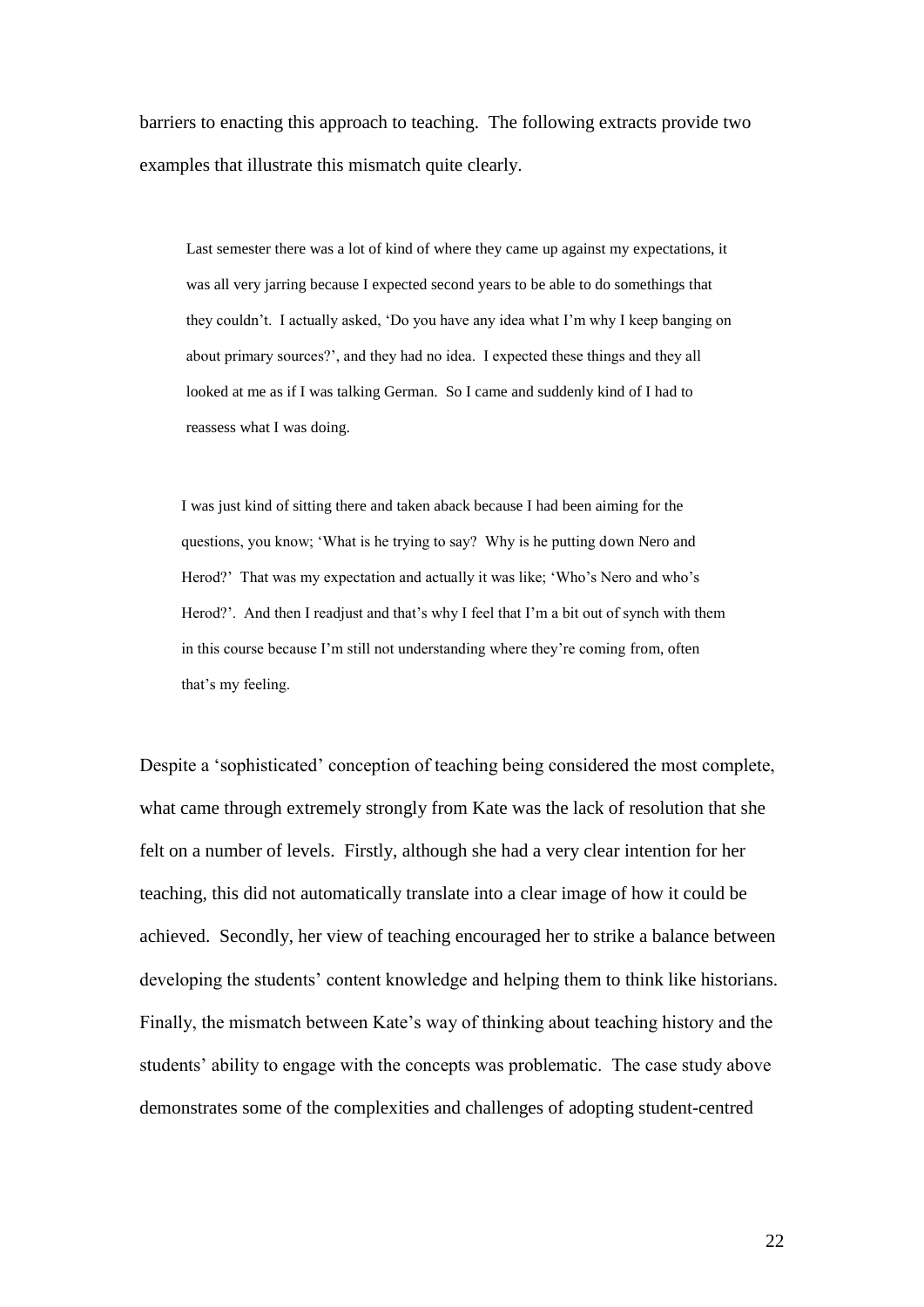barriers to enacting this approach to teaching. The following extracts provide two examples that illustrate this mismatch quite clearly.

> Last semester there was a lot of kind of where they came up against my expectations, it was all very jarring because I expected second years to be able to do somethings that they couldn't. I actually asked, 'Do you have any idea what I'm why I keep banging on about primary sources?', and they had no idea. I expected these things and they all looked at me as if I was talking German. So I came and suddenly kind of I had to reassess what I was doing.

> I was just kind of sitting there and taken aback because I had been aiming for the questions, you know; 'What is he trying to say? Why is he putting down Nero and Herod?' That was my expectation and actually it was like; 'Who's Nero and who's Herod?'. And then I readjust and that's why I feel that I'm a bit out of synch with them in this course because I'm still not understanding where they're coming from, often that's my feeling.

Despite a 'sophisticated' conception of teaching being considered the most complete, what came through extremely strongly from Kate was the lack of resolution that she felt on a number of levels. Firstly, although she had a very clear intention for her teaching, this did not automatically translate into a clear image of how it could be achieved. Secondly, her view of teaching encouraged her to strike a balance between developing the students' content knowledge and helping them to think like historians. Finally, the mismatch between Kate's way of thinking about teaching history and the students' ability to engage with the concepts was problematic. The case study above demonstrates some of the complexities and challenges of adopting student-centred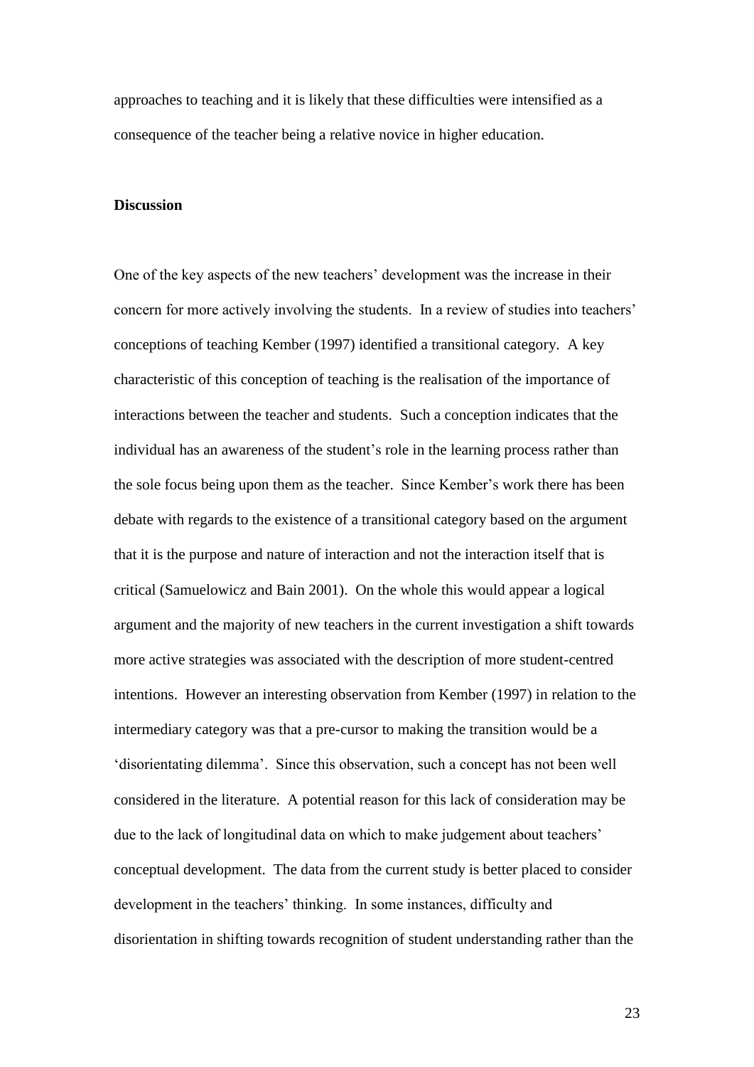approaches to teaching and it is likely that these difficulties were intensified as a consequence of the teacher being a relative novice in higher education.

**Discussion**

One of the key aspects of the new teachers' development was the increase in their concern for more actively involving the students. In a review of studies into teachers' conceptions of teaching Kember (1997) identified a transitional category. A key characteristic of this conception of teaching is the realisation of the importance of interactions between the teacher and students. Such a conception indicates that the individual has an awareness of the student's role in the learning process rather than the sole focus being upon them as the teacher. Since Kember's work there has been debate with regards to the existence of a transitional category based on the argument that it is the purpose and nature of interaction and not the interaction itself that is critical (Samuelowicz and Bain 2001). On the whole this would appear a logical argument and the majority of new teachers in the current investigation a shift towards more active strategies was associated with the description of more student-centred intentions. However an interesting observation from Kember (1997) in relation to the intermediary category was that a pre-cursor to making the transition would be a 'disorientating dilemma'. Since this observation, such a concept has not been well considered in the literature. A potential reason for this lack of consideration may be due to the lack of longitudinal data on which to make judgement about teachers' conceptual development. The data from the current study is better placed to consider development in the teachers' thinking. In some instances, difficulty and disorientation in shifting towards recognition of student understanding rather than the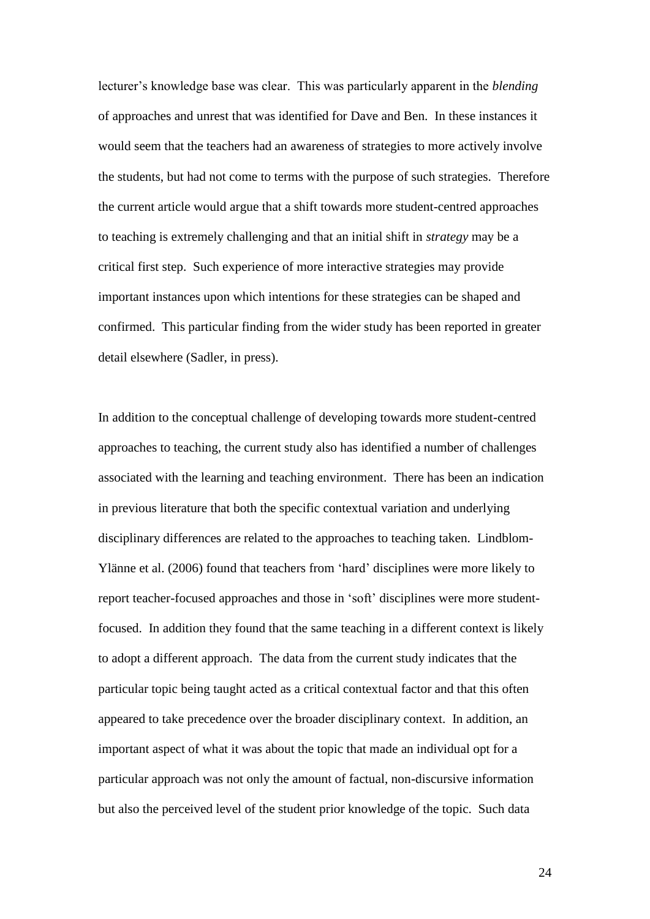lecturer's knowledge base was clear. This was particularly apparent in the *blending* of approaches and unrest that was identified for Dave and Ben. In these instances it would seem that the teachers had an awareness of strategies to more actively involve the students, but had not come to terms with the purpose of such strategies. Therefore the current article would argue that a shift towards more student-centred approaches to teaching is extremely challenging and that an initial shift in *strategy* may be a critical first step. Such experience of more interactive strategies may provide important instances upon which intentions for these strategies can be shaped and confirmed. This particular finding from the wider study has been reported in greater detail elsewhere (Sadler, in press).

In addition to the conceptual challenge of developing towards more student-centred approaches to teaching, the current study also has identified a number of challenges associated with the learning and teaching environment. There has been an indication in previous literature that both the specific contextual variation and underlying disciplinary differences are related to the approaches to teaching taken. Lindblom-Ylänne et al. (2006) found that teachers from 'hard' disciplines were more likely to report teacher-focused approaches and those in 'soft' disciplines were more student-focused. In addition they found that the same teaching in a different context is likely to adopt a different approach. The data from the current study indicates that the particular topic being taught acted as a critical contextual factor and that this often appeared to take precedence over the broader disciplinary context. In addition, an important aspect of what it was about the topic that made an individual opt for a particular approach was not only the amount of factual, non-discursive information but also the perceived level of the student prior knowledge of the topic. Such data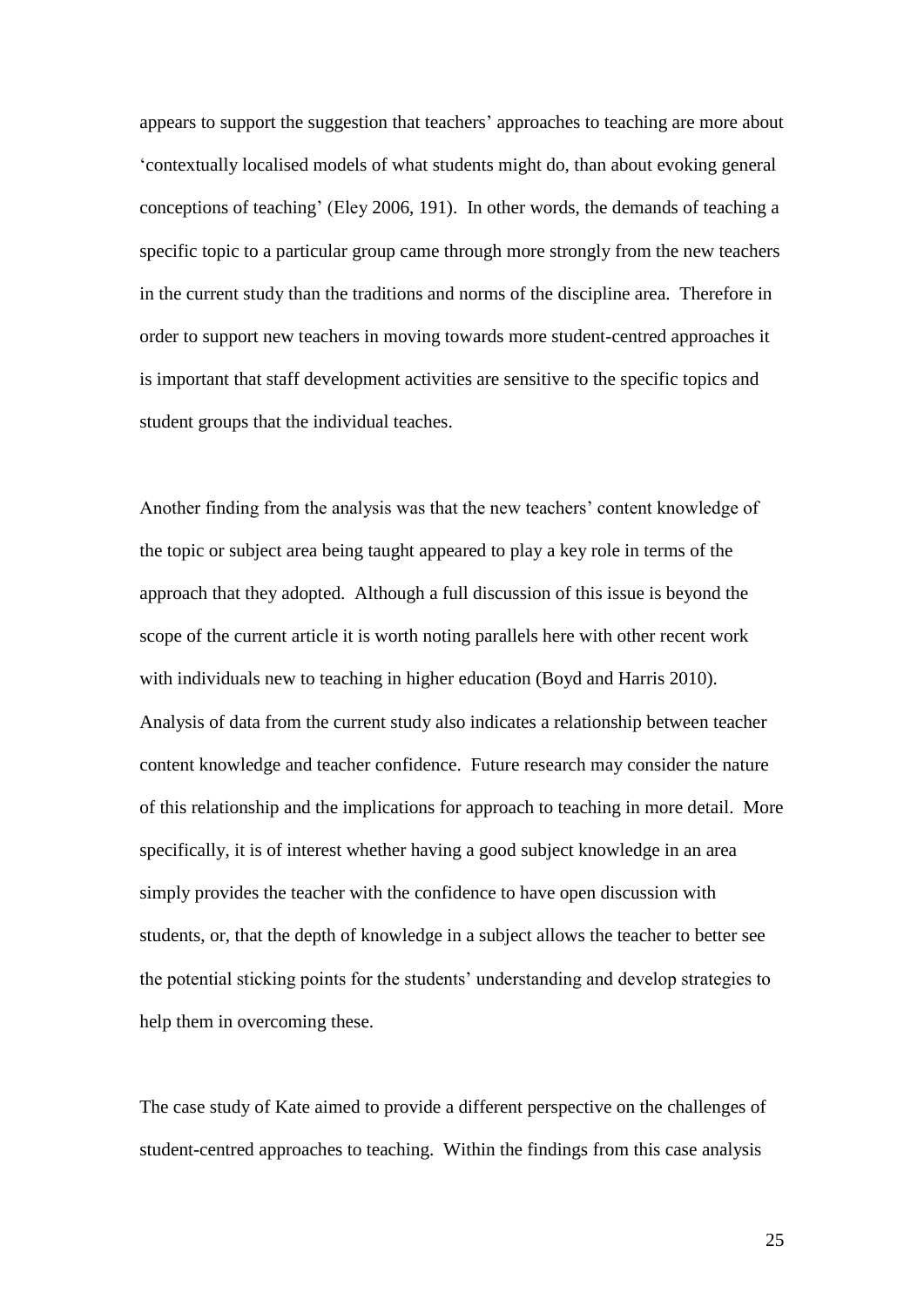appears to support the suggestion that teachers' approaches to teaching are more about 'contextually localised models of what students might do, than about evoking general conceptions of teaching' (Eley 2006, 191). In other words, the demands of teaching a specific topic to a particular group came through more strongly from the new teachers in the current study than the traditions and norms of the discipline area. Therefore in order to support new teachers in moving towards more student-centred approaches it is important that staff development activities are sensitive to the specific topics and student groups that the individual teaches.

Another finding from the analysis was that the new teachers' content knowledge of the topic or subject area being taught appeared to play a key role in terms of the approach that they adopted. Although a full discussion of this issue is beyond the scope of the current article it is worth noting parallels here with other recent work with individuals new to teaching in higher education (Boyd and Harris 2010). Analysis of data from the current study also indicates a relationship between teacher content knowledge and teacher confidence. Future research may consider the nature of this relationship and the implications for approach to teaching in more detail. More specifically, it is of interest whether having a good subject knowledge in an area simply provides the teacher with the confidence to have open discussion with students, or, that the depth of knowledge in a subject allows the teacher to better see the potential sticking points for the students' understanding and develop strategies to help them in overcoming these.

The case study of Kate aimed to provide a different perspective on the challenges of student-centred approaches to teaching. Within the findings from this case analysis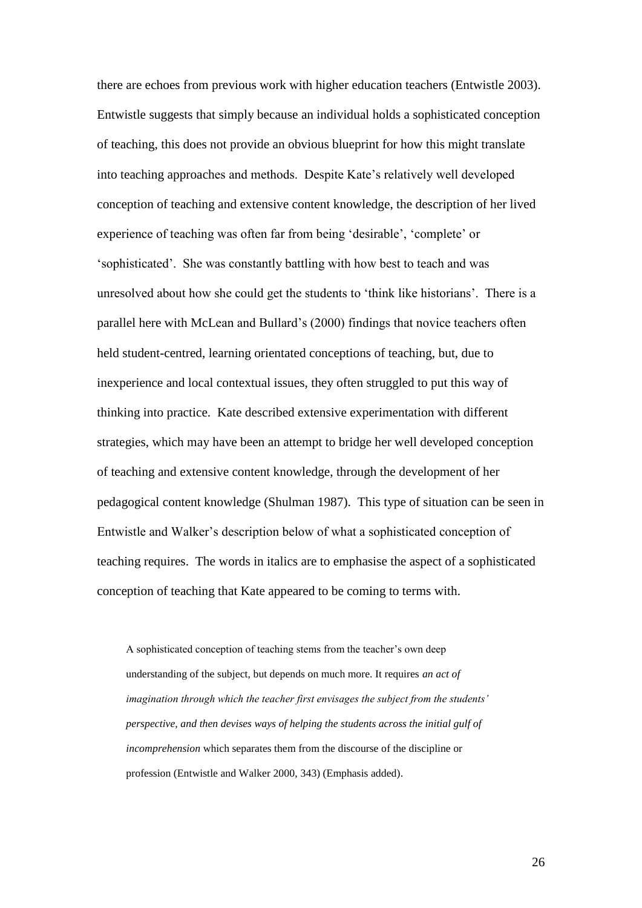there are echoes from previous work with higher education teachers (Entwistle 2003). Entwistle suggests that simply because an individual holds a sophisticated conception of teaching, this does not provide an obvious blueprint for how this might translate into teaching approaches and methods. Despite Kate's relatively well developed conception of teaching and extensive content knowledge, the description of her lived experience of teaching was often far from being 'desirable', 'complete' or 'sophisticated'. She was constantly battling with how best to teach and was unresolved about how she could get the students to 'think like historians'. There is a parallel here with McLean and Bullard's (2000) findings that novice teachers often held student-centred, learning orientated conceptions of teaching, but, due to inexperience and local contextual issues, they often struggled to put this way of thinking into practice. Kate described extensive experimentation with different strategies, which may have been an attempt to bridge her well developed conception of teaching and extensive content knowledge, through the development of her pedagogical content knowledge (Shulman 1987). This type of situation can be seen in Entwistle and Walker's description below of what a sophisticated conception of teaching requires. The words in italics are to emphasise the aspect of a sophisticated conception of teaching that Kate appeared to be coming to terms with.

> A sophisticated conception of teaching stems from the teacher's own deep understanding of the subject, but depends on much more. It requires *an act of imagination through which the teacher first envisages the subject from the students' perspective, and then devises ways of helping the students across the initial gulf of incomprehension* which separates them from the discourse of the discipline or profession (Entwistle and Walker 2000, 343) (Emphasis added).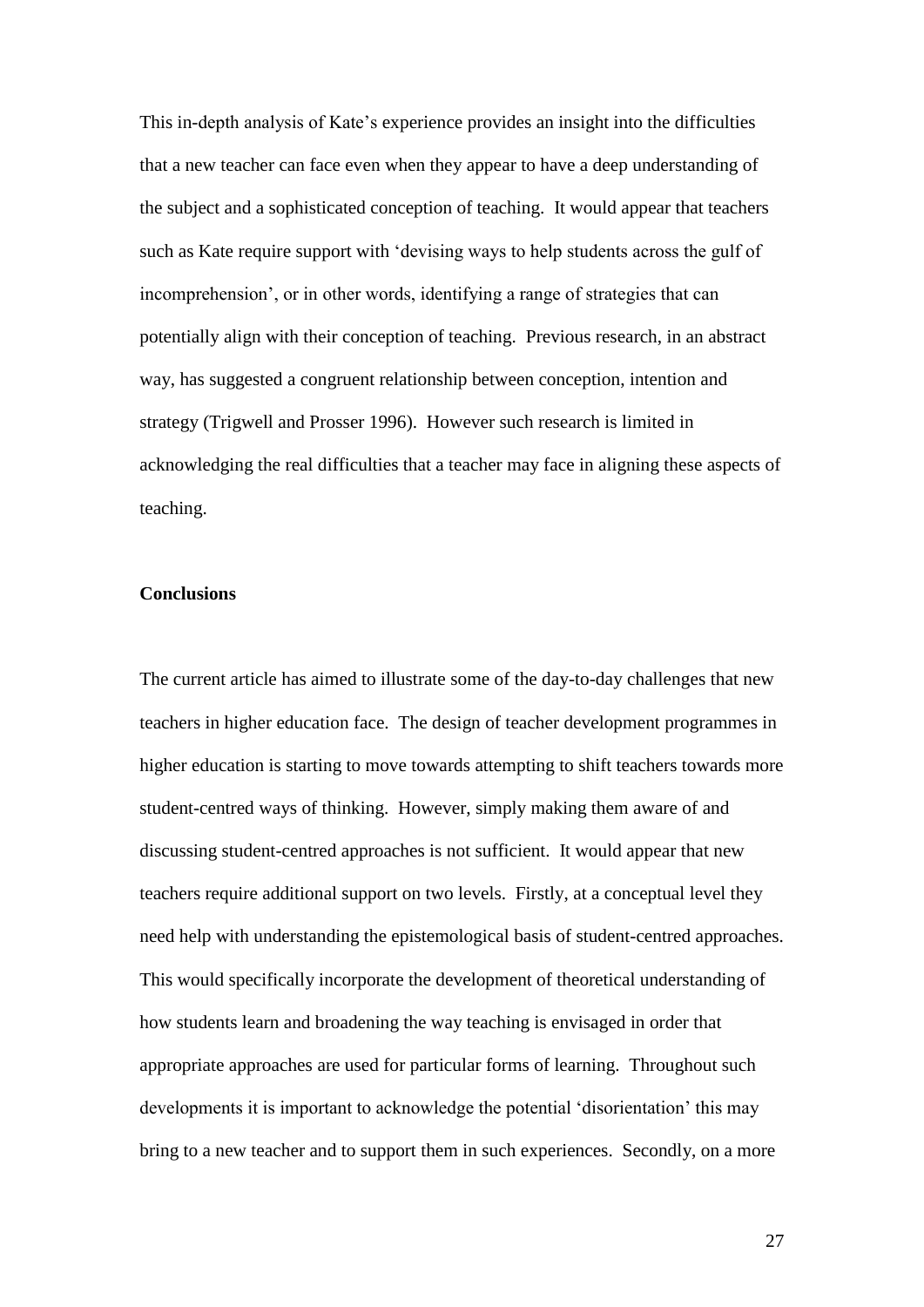This in-depth analysis of Kate's experience provides an insight into the difficulties that a new teacher can face even when they appear to have a deep understanding of the subject and a sophisticated conception of teaching. It would appear that teachers such as Kate require support with 'devising ways to help students across the gulf of incomprehension', or in other words, identifying a range of strategies that can potentially align with their conception of teaching. Previous research, in an abstract way, has suggested a congruent relationship between conception, intention and strategy (Trigwell and Prosser 1996). However such research is limited in acknowledging the real difficulties that a teacher may face in aligning these aspects of teaching.

## Conclusions

The current article has aimed to illustrate some of the day-to-day challenges that new teachers in higher education face. The design of teacher development programmes in higher education is starting to move towards attempting to shift teachers towards more student-centred ways of thinking. However, simply making them aware of and discussing student-centred approaches is not sufficient. It would appear that new teachers require additional support on two levels. Firstly, at a conceptual level they need help with understanding the epistemological basis of student-centred approaches. This would specifically incorporate the development of theoretical understanding of how students learn and broadening the way teaching is envisaged in order that appropriate approaches are used for particular forms of learning. Throughout such developments it is important to acknowledge the potential 'disorientation' this may bring to a new teacher and to support them in such experiences. Secondly, on a more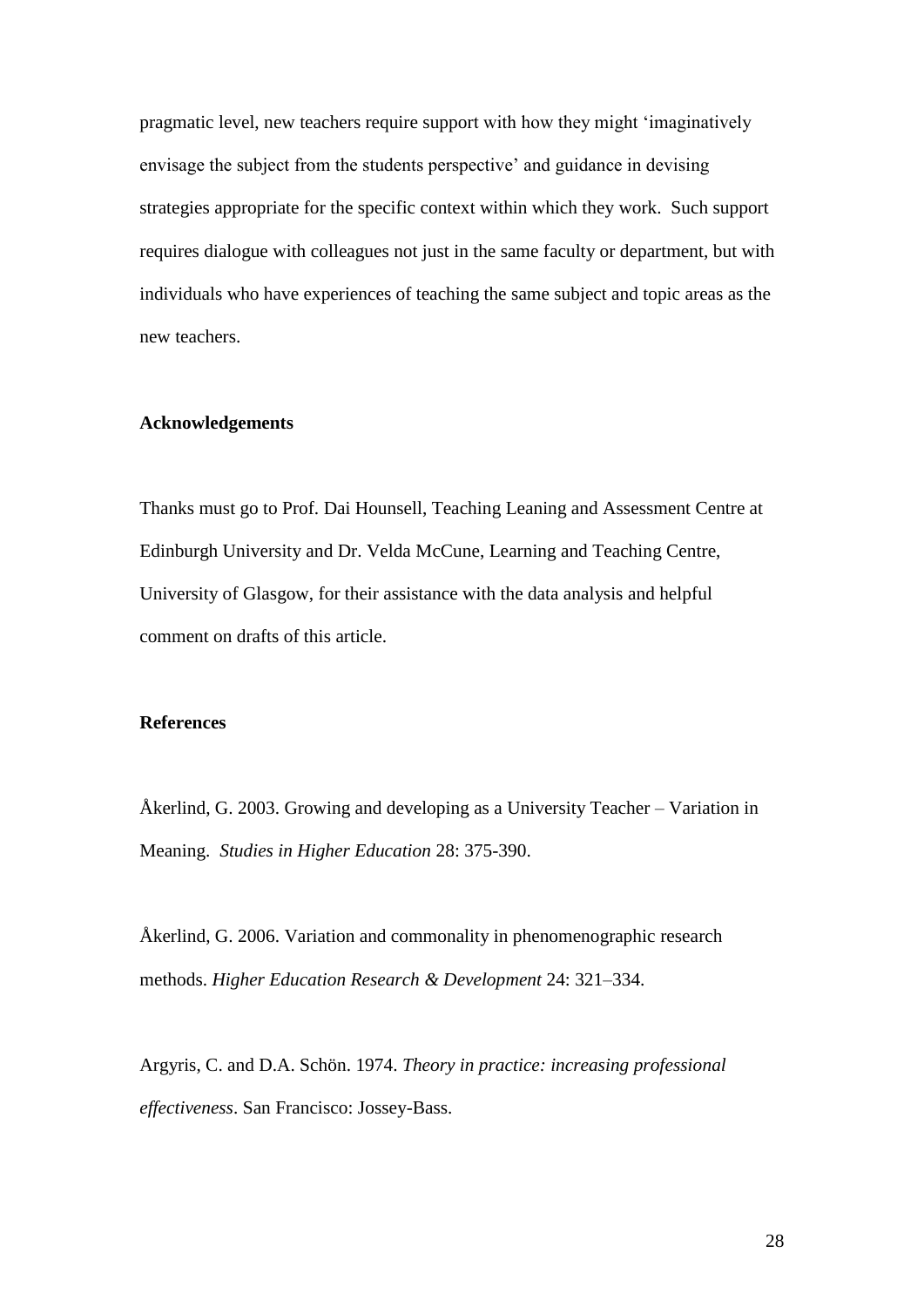pragmatic level, new teachers require support with how they might 'imaginatively envisage the subject from the students perspective' and guidance in devising strategies appropriate for the specific context within which they work. Such support requires dialogue with colleagues not just in the same faculty or department, but with individuals who have experiences of teaching the same subject and topic areas as the new teachers.

**Acknowledgements**

Thanks must go to Prof. Dai Hounsell, Teaching Leaning and Assessment Centre at Edinburgh University and Dr. Velda McCune, Learning and Teaching Centre, University of Glasgow, for their assistance with the data analysis and helpful comment on drafts of this article.

**References**

Åkerlind, G. 2003. Growing and developing as a University Teacher – Variation in Meaning. *Studies in Higher Education* 28: 375-390.

Åkerlind, G. 2006. Variation and commonality in phenomenographic research methods. *Higher Education Research & Development* 24: 321–334.

Argyris, C. and D.A. Schön. 1974. *Theory in practice: increasing professional effectiveness*. San Francisco: Jossey-Bass.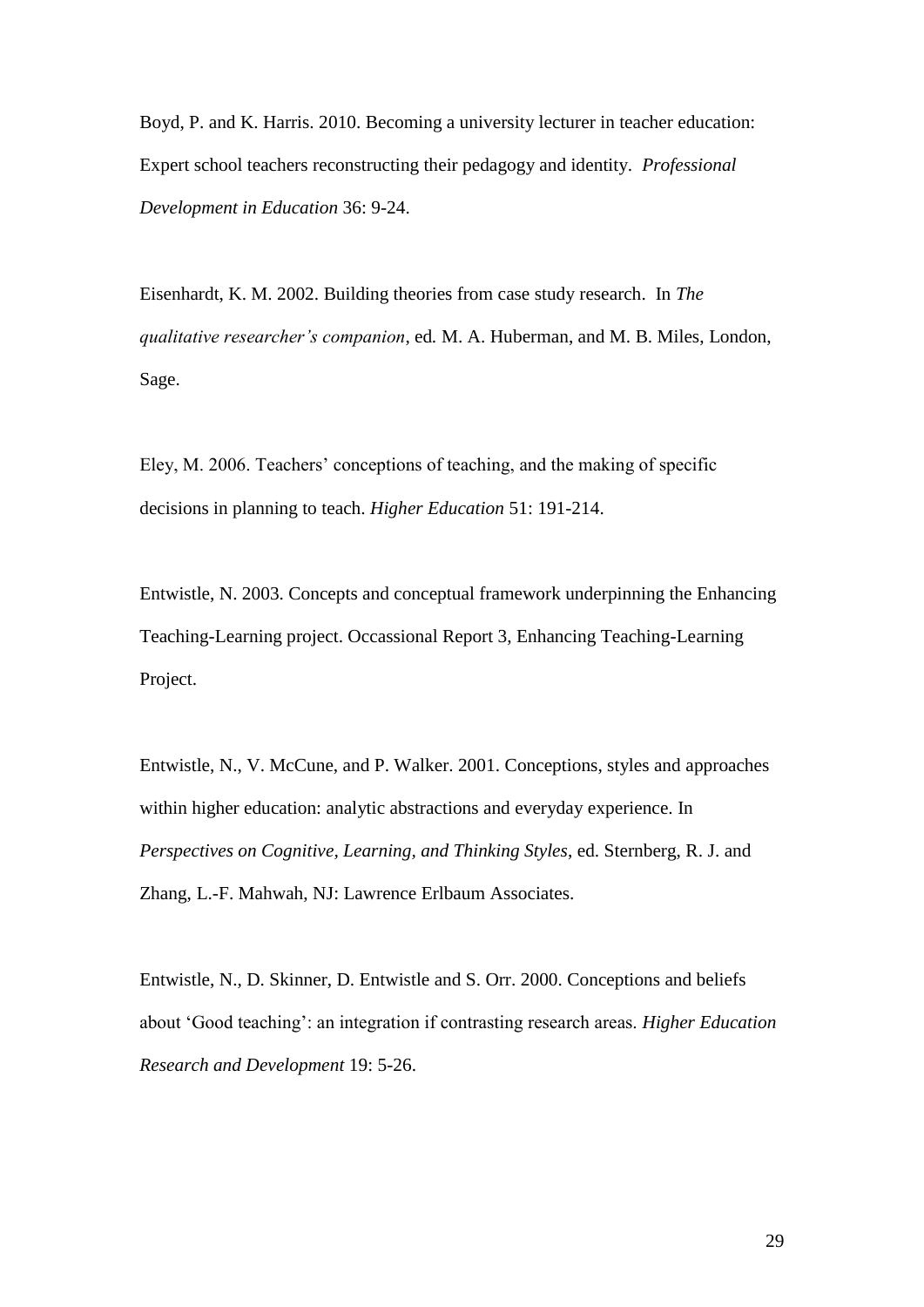Boyd, P. and K. Harris. 2010. Becoming a university lecturer in teacher education: Expert school teachers reconstructing their pedagogy and identity. *Professional Development in Education* 36: 9-24.

Eisenhardt, K. M. 2002. Building theories from case study research. In *The qualitative researcher's companion*, ed. M. A. Huberman, and M. B. Miles, London, Sage.

Eley, M. 2006. Teachers' conceptions of teaching, and the making of specific decisions in planning to teach. *Higher Education* 51: 191-214.

Entwistle, N. 2003. Concepts and conceptual framework underpinning the Enhancing Teaching-Learning project. Occassional Report 3, Enhancing Teaching-Learning Project.

Entwistle, N., V. McCune, and P. Walker. 2001. Conceptions, styles and approaches within higher education: analytic abstractions and everyday experience. In *Perspectives on Cognitive, Learning, and Thinking Styles*, ed. Sternberg, R. J. and Zhang, L.-F. Mahwah, NJ: Lawrence Erlbaum Associates.

Entwistle, N., D. Skinner, D. Entwistle and S. Orr. 2000. Conceptions and beliefs about 'Good teaching': an integration if contrasting research areas. *Higher Education Research and Development* 19: 5-26.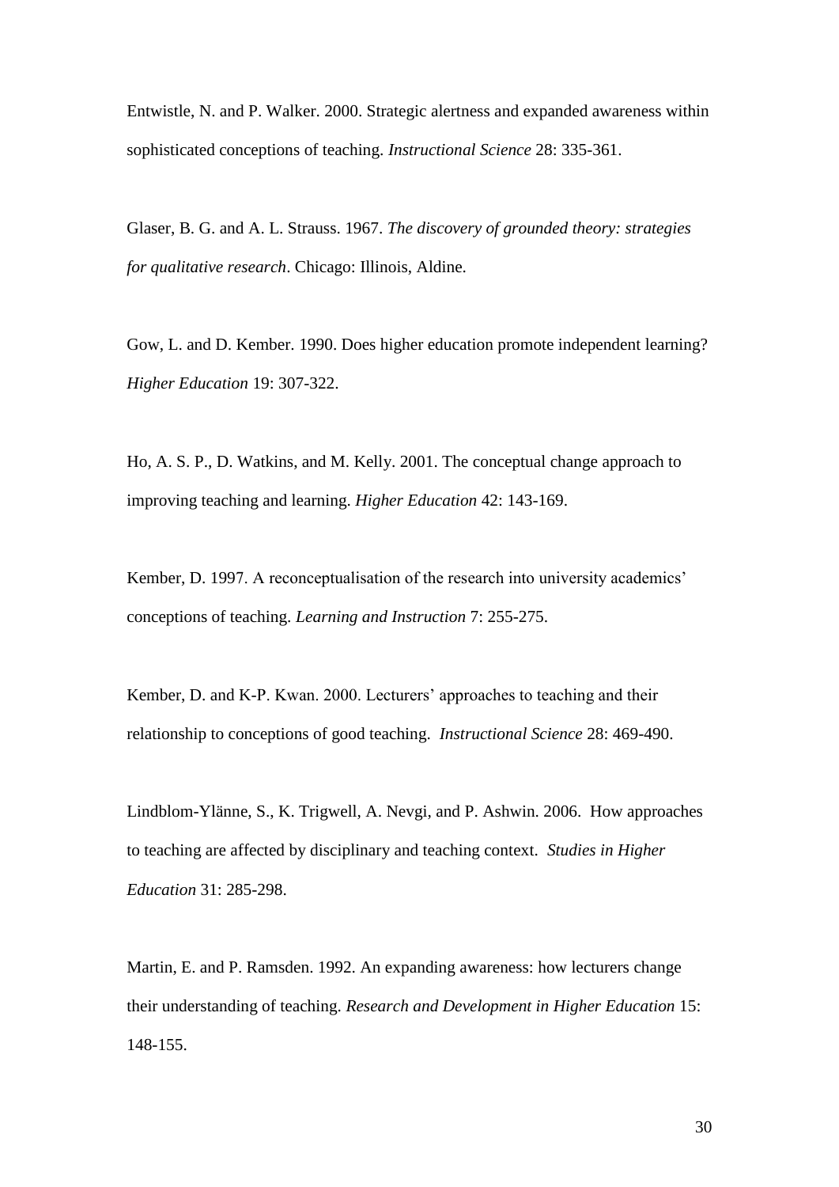Entwistle, N. and P. Walker. 2000. Strategic alertness and expanded awareness within sophisticated conceptions of teaching. *Instructional Science* 28: 335-361.

Glaser, B. G. and A. L. Strauss. 1967. *The discovery of grounded theory: strategies for qualitative research*. Chicago: Illinois, Aldine.

Gow, L. and D. Kember. 1990. Does higher education promote independent learning? *Higher Education* 19: 307-322.

Ho, A. S. P., D. Watkins, and M. Kelly. 2001. The conceptual change approach to improving teaching and learning. *Higher Education* 42: 143-169.

Kember, D. 1997. A reconceptualisation of the research into university academics' conceptions of teaching. *Learning and Instruction* 7: 255-275.

Kember, D. and K-P. Kwan. 2000. Lecturers' approaches to teaching and their relationship to conceptions of good teaching. *Instructional Science* 28: 469-490.

Lindblom-Ylänne, S., K. Trigwell, A. Nevgi, and P. Ashwin. 2006. How approaches to teaching are affected by disciplinary and teaching context. *Studies in Higher Education* 31: 285-298.

Martin, E. and P. Ramsden. 1992. An expanding awareness: how lecturers change their understanding of teaching. *Research and Development in Higher Education* 15: 148-155.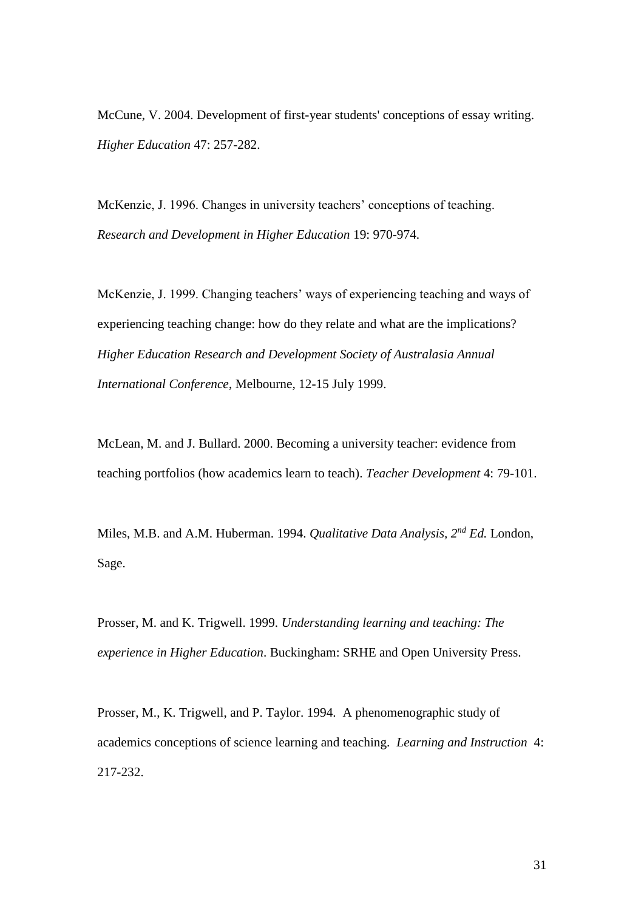McCune, V. 2004. Development of first-year students' conceptions of essay writing. *Higher Education* 47: 257-282.

McKenzie, J. 1996. Changes in university teachers' conceptions of teaching. *Research and Development in Higher Education* 19: 970-974.

McKenzie, J. 1999. Changing teachers' ways of experiencing teaching and ways of experiencing teaching change: how do they relate and what are the implications? *Higher Education Research and Development Society of Australasia Annual International Conference*, Melbourne, 12-15 July 1999.

McLean, M. and J. Bullard. 2000. Becoming a university teacher: evidence from teaching portfolios (how academics learn to teach). *Teacher Development* 4: 79-101.

Miles, M.B. and A.M. Huberman. 1994. *Qualitative Data Analysis, 2nd Ed.* London, Sage.

Prosser, M. and K. Trigwell. 1999. *Understanding learning and teaching: The experience in Higher Education*. Buckingham: SRHE and Open University Press.

Prosser, M., K. Trigwell, and P. Taylor. 1994. A phenomenographic study of academics conceptions of science learning and teaching. *Learning and Instruction* 4: 217-232.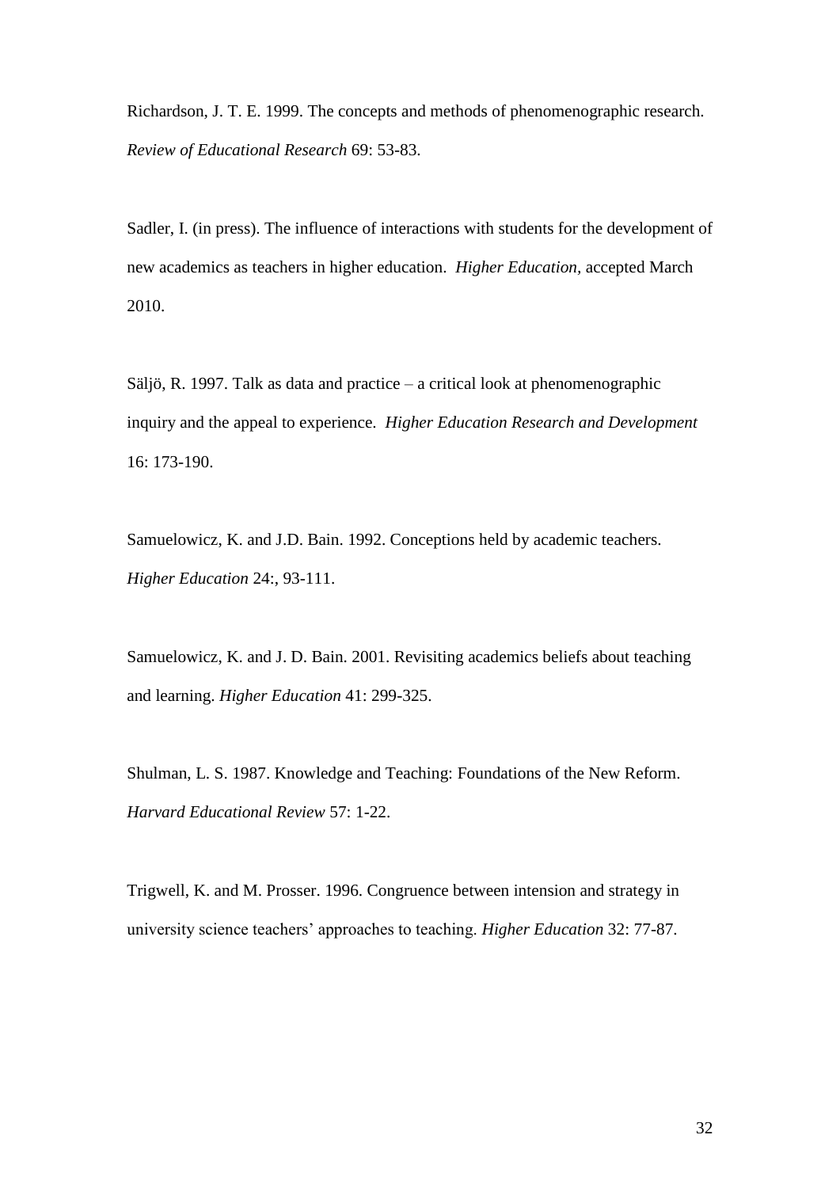Richardson, J. T. E. 1999. The concepts and methods of phenomenographic research. *Review of Educational Research* 69: 53-83.

Sadler, I. (in press). The influence of interactions with students for the development of new academics as teachers in higher education. *Higher Education*, accepted March 2010.

Säljö, R. 1997. Talk as data and practice – a critical look at phenomenographic inquiry and the appeal to experience. *Higher Education Research and Development* 16: 173-190.

Samuelowicz, K. and J.D. Bain. 1992. Conceptions held by academic teachers. *Higher Education* 24:, 93-111.

Samuelowicz, K. and J. D. Bain. 2001. Revisiting academics beliefs about teaching and learning. *Higher Education* 41: 299-325.

Shulman, L. S. 1987. Knowledge and Teaching: Foundations of the New Reform. *Harvard Educational Review* 57: 1-22.

Trigwell, K. and M. Prosser. 1996. Congruence between intension and strategy in university science teachers' approaches to teaching. *Higher Education* 32: 77-87.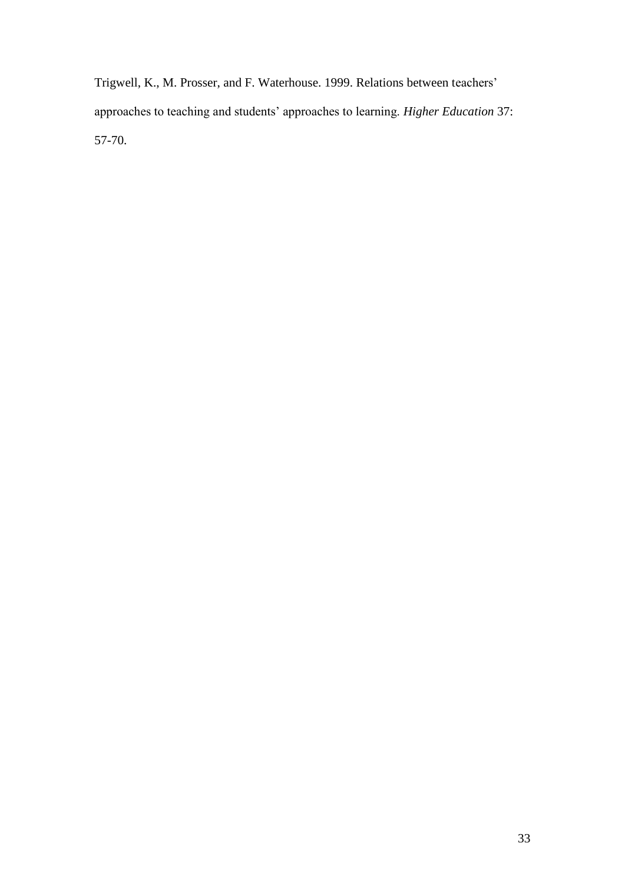Trigwell, K., M. Prosser, and F. Waterhouse. 1999. Relations between teachers' approaches to teaching and students' approaches to learning. *Higher Education* 37: 57-70.